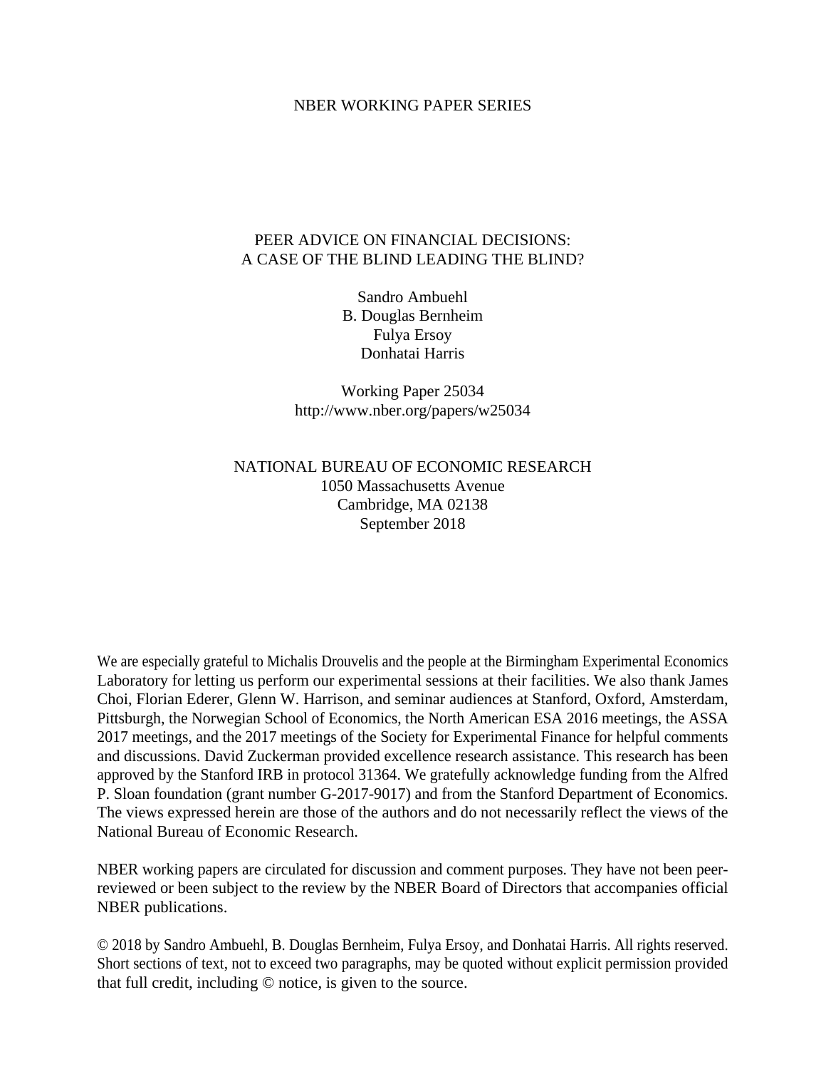NBER WORKING PAPER SERIES

# PEER ADVICE ON FINANCIAL DECISIONS: A CASE OF THE BLIND LEADING THE BLIND?

Sandro Ambuehl
B. Douglas Bernheim
Fulya Ersoy
Donhatai Harris

Working Paper 25034
http://www.nber.org/papers/w25034

NATIONAL BUREAU OF ECONOMIC RESEARCH
1050 Massachusetts Avenue
Cambridge, MA 02138
September 2018

We are especially grateful to Michalis Drouvelis and the people at the Birmingham Experimental Economics Laboratory for letting us perform our experimental sessions at their facilities. We also thank James Choi, Florian Ederer, Glenn W. Harrison, and seminar audiences at Stanford, Oxford, Amsterdam, Pittsburgh, the Norwegian School of Economics, the North American ESA 2016 meetings, the ASSA 2017 meetings, and the 2017 meetings of the Society for Experimental Finance for helpful comments and discussions. David Zuckerman provided excellence research assistance. This research has been approved by the Stanford IRB in protocol 31364. We gratefully acknowledge funding from the Alfred P. Sloan foundation (grant number G-2017-9017) and from the Stanford Department of Economics. The views expressed herein are those of the authors and do not necessarily reflect the views of the National Bureau of Economic Research.

NBER working papers are circulated for discussion and comment purposes. They have not been peer-reviewed or been subject to the review by the NBER Board of Directors that accompanies official NBER publications.

© 2018 by Sandro Ambuehl, B. Douglas Bernheim, Fulya Ersoy, and Donhatai Harris. All rights reserved. Short sections of text, not to exceed two paragraphs, may be quoted without explicit permission provided that full credit, including © notice, is given to the source.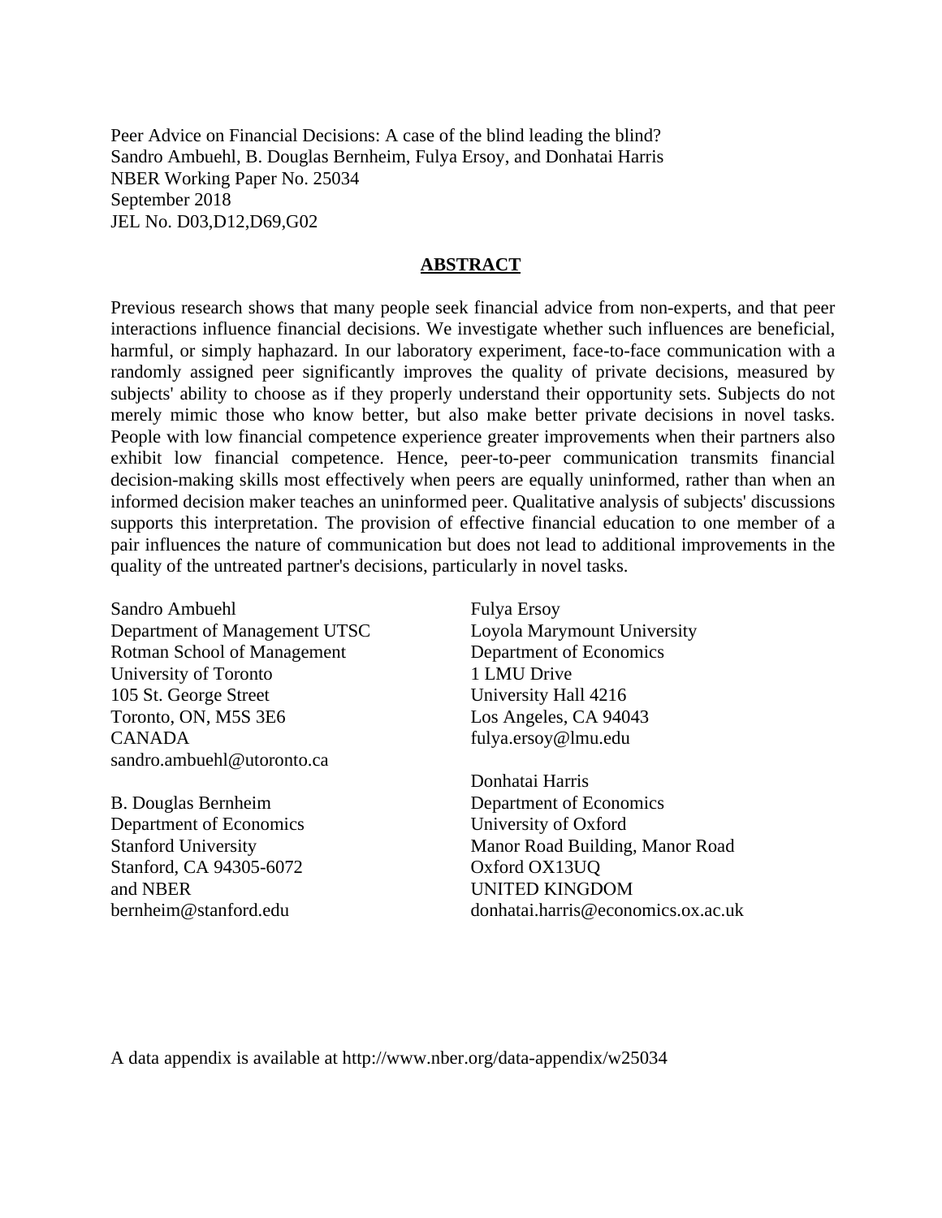Peer Advice on Financial Decisions: A case of the blind leading the blind?
Sandro Ambuehl, B. Douglas Bernheim, Fulya Ersoy, and Donhatai Harris
NBER Working Paper No. 25034
September 2018
JEL No. D03,D12,D69,G02

## ABSTRACT

Previous research shows that many people seek financial advice from non-experts, and that peer interactions influence financial decisions. We investigate whether such influences are beneficial, harmful, or simply haphazard. In our laboratory experiment, face-to-face communication with a randomly assigned peer significantly improves the quality of private decisions, measured by subjects' ability to choose as if they properly understand their opportunity sets. Subjects do not merely mimic those who know better, but also make better private decisions in novel tasks. People with low financial competence experience greater improvements when their partners also exhibit low financial competence. Hence, peer-to-peer communication transmits financial decision-making skills most effectively when peers are equally uninformed, rather than when an informed decision maker teaches an uninformed peer. Qualitative analysis of subjects' discussions supports this interpretation. The provision of effective financial education to one member of a pair influences the nature of communication but does not lead to additional improvements in the quality of the untreated partner's decisions, particularly in novel tasks.

Sandro Ambuehl
Department of Management UTSC
Rotman School of Management
University of Toronto
105 St. George Street
Toronto, ON, M5S 3E6
CANADA
sandro.ambuehl@utoronto.ca

B. Douglas Bernheim
Department of Economics
Stanford University
Stanford, CA 94305-6072
and NBER
bernheim@stanford.edu

Fulya Ersoy
Loyola Marymount University
Department of Economics
1 LMU Drive
University Hall 4216
Los Angeles, CA 94043
fulya.ersoy@lmu.edu

Donhatai Harris
Department of Economics
University of Oxford
Manor Road Building, Manor Road
Oxford OX13UQ
UNITED KINGDOM
donhatai.harris@economics.ox.ac.uk

A data appendix is available at http://www.nber.org/data-appendix/w25034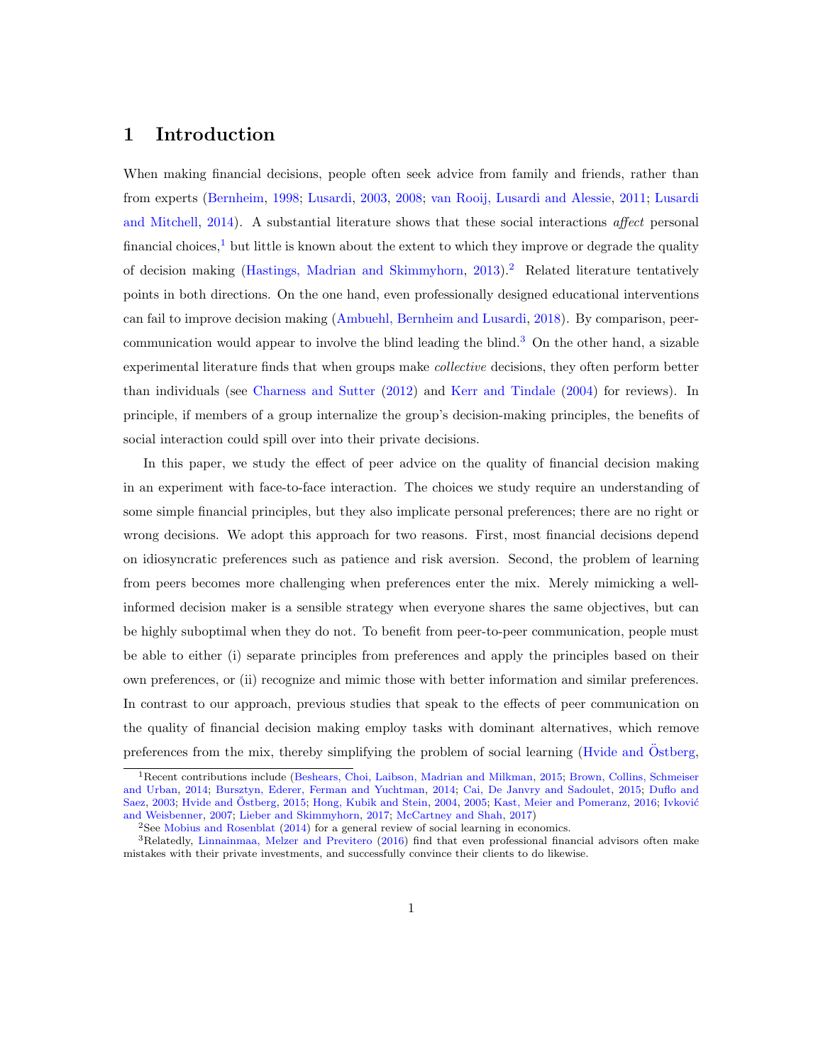# 1 Introduction

When making financial decisions, people often seek advice from family and friends, rather than from experts (Bernheim, 1998; Lusardi, 2003, 2008; van Rooij, Lusardi and Alessie, 2011; Lusardi and Mitchell, 2014). A substantial literature shows that these social interactions *affect* personal financial choices,[1] but little is known about the extent to which they improve or degrade the quality of decision making (Hastings, Madrian and Skimmyhorn, 2013).[2] Related literature tentatively points in both directions. On the one hand, even professionally designed educational interventions can fail to improve decision making (Ambuehl, Bernheim and Lusardi, 2018). By comparison, peer-communication would appear to involve the blind leading the blind.[3] On the other hand, a sizable experimental literature finds that when groups make *collective* decisions, they often perform better than individuals (see Charness and Sutter (2012) and Kerr and Tindale (2004) for reviews). In principle, if members of a group internalize the group's decision-making principles, the benefits of social interaction could spill over into their private decisions.

In this paper, we study the effect of peer advice on the quality of financial decision making in an experiment with face-to-face interaction. The choices we study require an understanding of some simple financial principles, but they also implicate personal preferences; there are no right or wrong decisions. We adopt this approach for two reasons. First, most financial decisions depend on idiosyncratic preferences such as patience and risk aversion. Second, the problem of learning from peers becomes more challenging when preferences enter the mix. Merely mimicking a well-informed decision maker is a sensible strategy when everyone shares the same objectives, but can be highly suboptimal when they do not. To benefit from peer-to-peer communication, people must be able to either (i) separate principles from preferences and apply the principles based on their own preferences, or (ii) recognize and mimic those with better information and similar preferences. In contrast to our approach, previous studies that speak to the effects of peer communication on the quality of financial decision making employ tasks with dominant alternatives, which remove preferences from the mix, thereby simplifying the problem of social learning (Hvide and Östberg,

[1] Recent contributions include (Beshears, Choi, Laibson, Madrian and Milkman, 2015; Brown, Collins, Schmeiser and Urban, 2014; Bursztyn, Ederer, Ferman and Yuchtman, 2014; Cai, De Janvry and Sadoulet, 2015; Duflo and Saez, 2003; Hvide and Östberg, 2015; Hong, Kubik and Stein, 2004, 2005; Kast, Meier and Pomeranz, 2016; Ivković and Weisbenner, 2007; Lieber and Skimmyhorn, 2017; McCartney and Shah, 2017)

[2] See Mobius and Rosenblat (2014) for a general review of social learning in economics.

[3] Relatedly, Linnainmaa, Melzer and Previtero (2016) find that even professional financial advisors often make mistakes with their private investments, and successfully convince their clients to do likewise.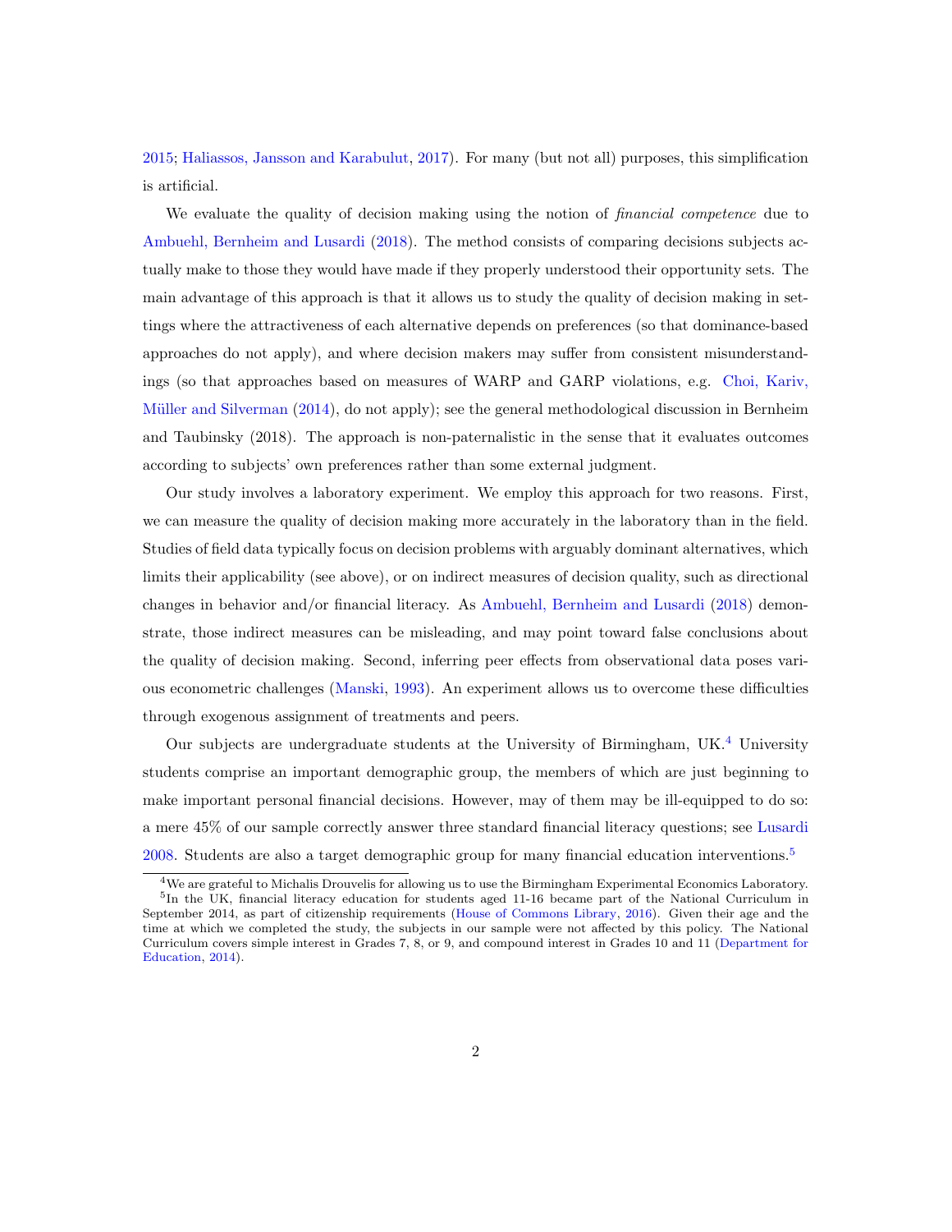2015; Haliassos, Jansson and Karabulut, 2017). For many (but not all) purposes, this simplification is artificial.

We evaluate the quality of decision making using the notion of *financial competence* due to Ambuehl, Bernheim and Lusardi (2018). The method consists of comparing decisions subjects actually make to those they would have made if they properly understood their opportunity sets. The main advantage of this approach is that it allows us to study the quality of decision making in settings where the attractiveness of each alternative depends on preferences (so that dominance-based approaches do not apply), and where decision makers may suffer from consistent misunderstandings (so that approaches based on measures of WARP and GARP violations, e.g. Choi, Kariv, Müller and Silverman (2014), do not apply); see the general methodological discussion in Bernheim and Taubinsky (2018). The approach is non-paternalistic in the sense that it evaluates outcomes according to subjects' own preferences rather than some external judgment.

Our study involves a laboratory experiment. We employ this approach for two reasons. First, we can measure the quality of decision making more accurately in the laboratory than in the field. Studies of field data typically focus on decision problems with arguably dominant alternatives, which limits their applicability (see above), or on indirect measures of decision quality, such as directional changes in behavior and/or financial literacy. As Ambuehl, Bernheim and Lusardi (2018) demonstrate, those indirect measures can be misleading, and may point toward false conclusions about the quality of decision making. Second, inferring peer effects from observational data poses various econometric challenges (Manski, 1993). An experiment allows us to overcome these difficulties through exogenous assignment of treatments and peers.

Our subjects are undergraduate students at the University of Birmingham, UK.[4] University students comprise an important demographic group, the members of which are just beginning to make important personal financial decisions. However, may of them may be ill-equipped to do so: a mere 45% of our sample correctly answer three standard financial literacy questions; see Lusardi 2008. Students are also a target demographic group for many financial education interventions.[5]

[4] We are grateful to Michalis Drouvelis for allowing us to use the Birmingham Experimental Economics Laboratory.

[5] In the UK, financial literacy education for students aged 11-16 became part of the National Curriculum in September 2014, as part of citizenship requirements (House of Commons Library, 2016). Given their age and the time at which we completed the study, the subjects in our sample were not affected by this policy. The National Curriculum covers simple interest in Grades 7, 8, or 9, and compound interest in Grades 10 and 11 (Department for Education, 2014).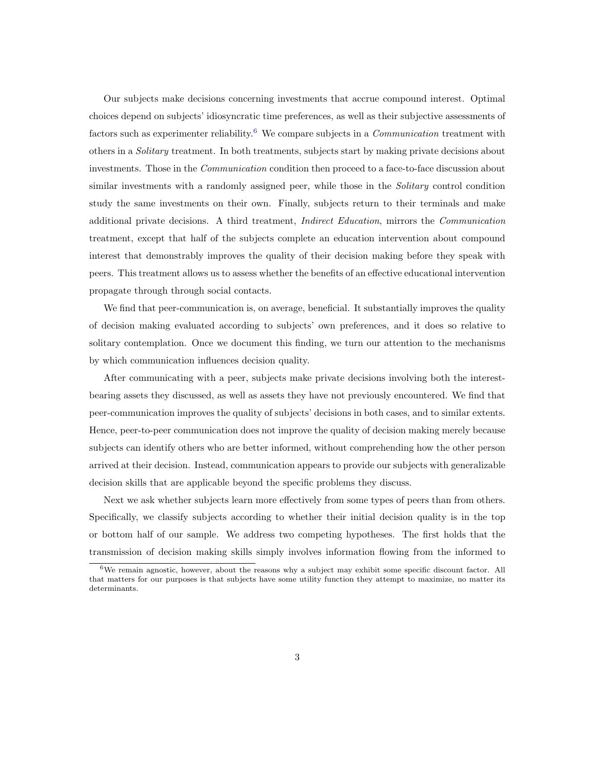Our subjects make decisions concerning investments that accrue compound interest. Optimal choices depend on subjects' idiosyncratic time preferences, as well as their subjective assessments of factors such as experimenter reliability.[6] We compare subjects in a *Communication* treatment with others in a *Solitary* treatment. In both treatments, subjects start by making private decisions about investments. Those in the *Communication* condition then proceed to a face-to-face discussion about similar investments with a randomly assigned peer, while those in the *Solitary* control condition study the same investments on their own. Finally, subjects return to their terminals and make additional private decisions. A third treatment, *Indirect Education*, mirrors the *Communication* treatment, except that half of the subjects complete an education intervention about compound interest that demonstrably improves the quality of their decision making before they speak with peers. This treatment allows us to assess whether the benefits of an effective educational intervention propagate through through social contacts.

We find that peer-communication is, on average, beneficial. It substantially improves the quality of decision making evaluated according to subjects' own preferences, and it does so relative to solitary contemplation. Once we document this finding, we turn our attention to the mechanisms by which communication influences decision quality.

After communicating with a peer, subjects make private decisions involving both the interest-bearing assets they discussed, as well as assets they have not previously encountered. We find that peer-communication improves the quality of subjects' decisions in both cases, and to similar extents. Hence, peer-to-peer communication does not improve the quality of decision making merely because subjects can identify others who are better informed, without comprehending how the other person arrived at their decision. Instead, communication appears to provide our subjects with generalizable decision skills that are applicable beyond the specific problems they discuss.

Next we ask whether subjects learn more effectively from some types of peers than from others. Specifically, we classify subjects according to whether their initial decision quality is in the top or bottom half of our sample. We address two competing hypotheses. The first holds that the transmission of decision making skills simply involves information flowing from the informed to

[6] We remain agnostic, however, about the reasons why a subject may exhibit some specific discount factor. All that matters for our purposes is that subjects have some utility function they attempt to maximize, no matter its determinants.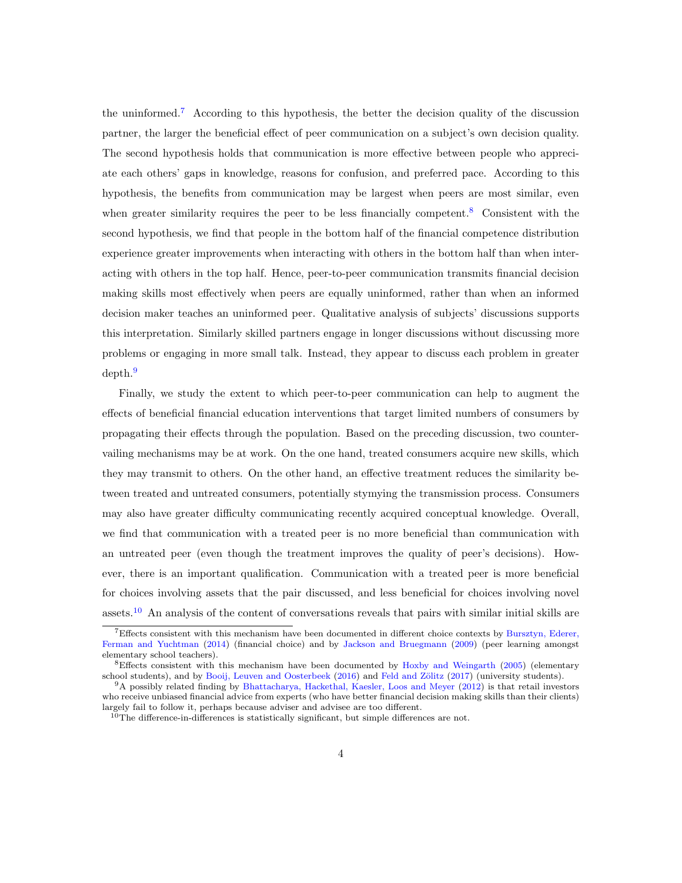the uninformed.[7] According to this hypothesis, the better the decision quality of the discussion partner, the larger the beneficial effect of peer communication on a subject's own decision quality. The second hypothesis holds that communication is more effective between people who appreciate each others' gaps in knowledge, reasons for confusion, and preferred pace. According to this hypothesis, the benefits from communication may be largest when peers are most similar, even when greater similarity requires the peer to be less financially competent.[8] Consistent with the second hypothesis, we find that people in the bottom half of the financial competence distribution experience greater improvements when interacting with others in the bottom half than when interacting with others in the top half. Hence, peer-to-peer communication transmits financial decision making skills most effectively when peers are equally uninformed, rather than when an informed decision maker teaches an uninformed peer. Qualitative analysis of subjects' discussions supports this interpretation. Similarly skilled partners engage in longer discussions without discussing more problems or engaging in more small talk. Instead, they appear to discuss each problem in greater depth.[9]

Finally, we study the extent to which peer-to-peer communication can help to augment the effects of beneficial financial education interventions that target limited numbers of consumers by propagating their effects through the population. Based on the preceding discussion, two countervailing mechanisms may be at work. On the one hand, treated consumers acquire new skills, which they may transmit to others. On the other hand, an effective treatment reduces the similarity between treated and untreated consumers, potentially stymying the transmission process. Consumers may also have greater difficulty communicating recently acquired conceptual knowledge. Overall, we find that communication with a treated peer is no more beneficial than communication with an untreated peer (even though the treatment improves the quality of peer's decisions). However, there is an important qualification. Communication with a treated peer is more beneficial for choices involving assets that the pair discussed, and less beneficial for choices involving novel assets.[10] An analysis of the content of conversations reveals that pairs with similar initial skills are

[7] Effects consistent with this mechanism have been documented in different choice contexts by Bursztyn, Ederer, Ferman and Yuchtman (2014) (financial choice) and by Jackson and Bruegmann (2009) (peer learning amongst elementary school teachers).

[8] Effects consistent with this mechanism have been documented by Hoxby and Weingarth (2005) (elementary school students), and by Booij, Leuven and Oosterbeek (2016) and Feld and Zölitz (2017) (university students).

[9] A possibly related finding by Bhattacharya, Hackethal, Kaesler, Loos and Meyer (2012) is that retail investors who receive unbiased financial advice from experts (who have better financial decision making skills than their clients) largely fail to follow it, perhaps because adviser and advisee are too different.

[10] The difference-in-differences is statistically significant, but simple differences are not.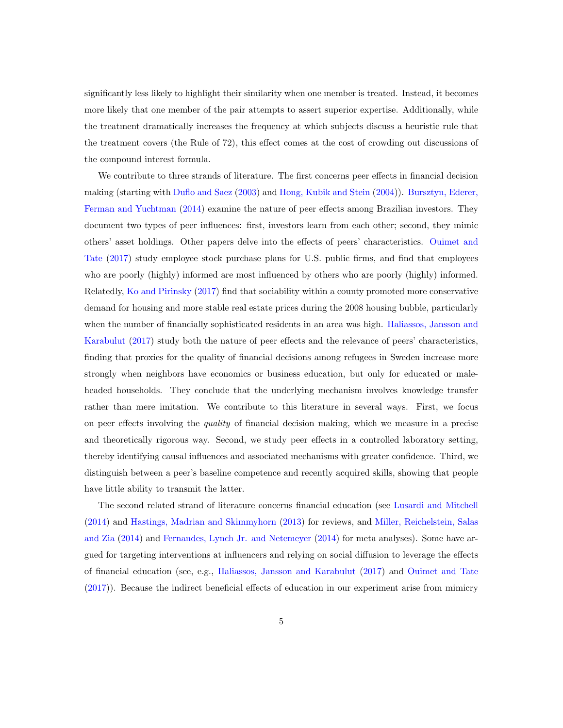significantly less likely to highlight their similarity when one member is treated. Instead, it becomes more likely that one member of the pair attempts to assert superior expertise. Additionally, while the treatment dramatically increases the frequency at which subjects discuss a heuristic rule that the treatment covers (the Rule of 72), this effect comes at the cost of crowding out discussions of the compound interest formula.

We contribute to three strands of literature. The first concerns peer effects in financial decision making (starting with Duflo and Saez (2003) and Hong, Kubik and Stein (2004)). Bursztyn, Ederer, Ferman and Yuchtman (2014) examine the nature of peer effects among Brazilian investors. They document two types of peer influences: first, investors learn from each other; second, they mimic others' asset holdings. Other papers delve into the effects of peers' characteristics. Ouimet and Tate (2017) study employee stock purchase plans for U.S. public firms, and find that employees who are poorly (highly) informed are most influenced by others who are poorly (highly) informed. Relatedly, Ko and Pirinsky (2017) find that sociability within a county promoted more conservative demand for housing and more stable real estate prices during the 2008 housing bubble, particularly when the number of financially sophisticated residents in an area was high. Haliassos, Jansson and Karabulut (2017) study both the nature of peer effects and the relevance of peers' characteristics, finding that proxies for the quality of financial decisions among refugees in Sweden increase more strongly when neighbors have economics or business education, but only for educated or male-headed households. They conclude that the underlying mechanism involves knowledge transfer rather than mere imitation. We contribute to this literature in several ways. First, we focus on peer effects involving the *quality* of financial decision making, which we measure in a precise and theoretically rigorous way. Second, we study peer effects in a controlled laboratory setting, thereby identifying causal influences and associated mechanisms with greater confidence. Third, we distinguish between a peer's baseline competence and recently acquired skills, showing that people have little ability to transmit the latter.

The second related strand of literature concerns financial education (see Lusardi and Mitchell (2014) and Hastings, Madrian and Skimmyhorn (2013) for reviews, and Miller, Reichelstein, Salas and Zia (2014) and Fernandes, Lynch Jr. and Netemeyer (2014) for meta analyses). Some have argued for targeting interventions at influencers and relying on social diffusion to leverage the effects of financial education (see, e.g., Haliassos, Jansson and Karabulut (2017) and Ouimet and Tate (2017)). Because the indirect beneficial effects of education in our experiment arise from mimicry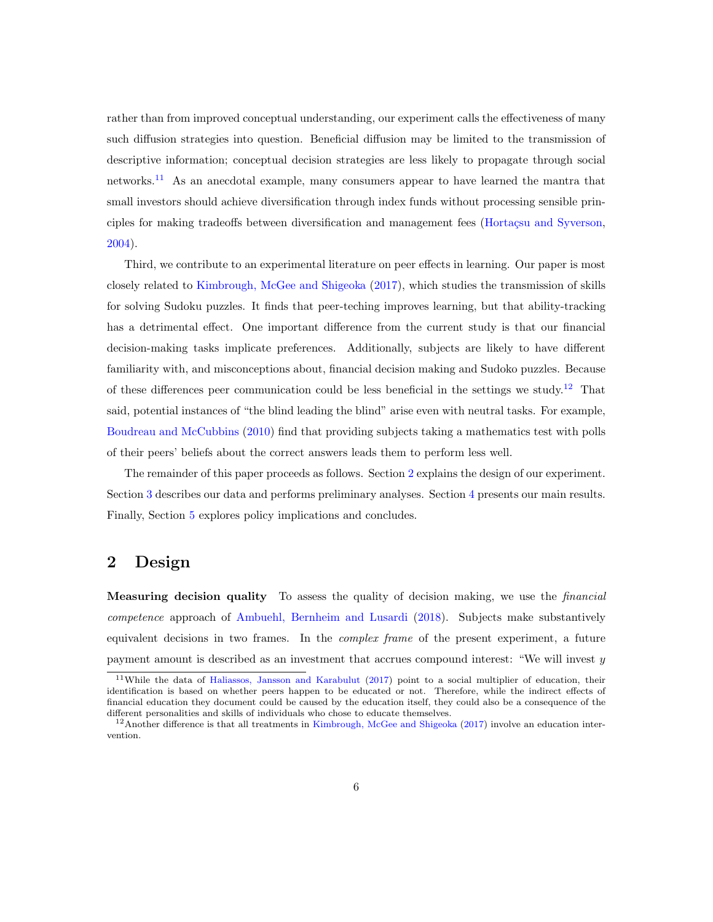rather than from improved conceptual understanding, our experiment calls the effectiveness of many such diffusion strategies into question. Beneficial diffusion may be limited to the transmission of descriptive information; conceptual decision strategies are less likely to propagate through social networks.[11] As an anecdotal example, many consumers appear to have learned the mantra that small investors should achieve diversification through index funds without processing sensible principles for making tradeoffs between diversification and management fees (Hortaçsu and Syverson, 2004).

Third, we contribute to an experimental literature on peer effects in learning. Our paper is most closely related to Kimbrough, McGee and Shigeoka (2017), which studies the transmission of skills for solving Sudoku puzzles. It finds that peer-teching improves learning, but that ability-tracking has a detrimental effect. One important difference from the current study is that our financial decision-making tasks implicate preferences. Additionally, subjects are likely to have different familiarity with, and misconceptions about, financial decision making and Sudoko puzzles. Because of these differences peer communication could be less beneficial in the settings we study.[12] That said, potential instances of "the blind leading the blind" arise even with neutral tasks. For example, Boudreau and McCubbins (2010) find that providing subjects taking a mathematics test with polls of their peers' beliefs about the correct answers leads them to perform less well.

The remainder of this paper proceeds as follows. Section 2 explains the design of our experiment. Section 3 describes our data and performs preliminary analyses. Section 4 presents our main results. Finally, Section 5 explores policy implications and concludes.

## 2 Design

**Measuring decision quality** To assess the quality of decision making, we use the *financial competence* approach of Ambuehl, Bernheim and Lusardi (2018). Subjects make substantively equivalent decisions in two frames. In the *complex frame* of the present experiment, a future payment amount is described as an investment that accrues compound interest: "We will invest $y$

[11] While the data of Haliassos, Jansson and Karabulut (2017) point to a social multiplier of education, their identification is based on whether peers happen to be educated or not. Therefore, while the indirect effects of financial education they document could be caused by the education itself, they could also be a consequence of the different personalities and skills of individuals who chose to educate themselves.

[12] Another difference is that all treatments in Kimbrough, McGee and Shigeoka (2017) involve an education intervention.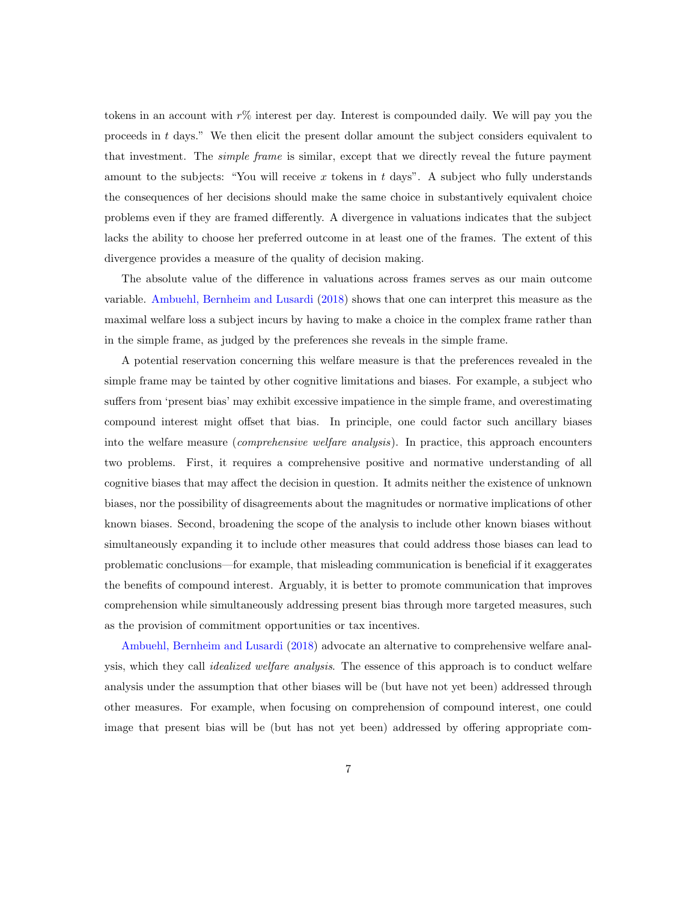tokens in an account with $r\%$ interest per day. Interest is compounded daily. We will pay you the proceeds in $t$ days." We then elicit the present dollar amount the subject considers equivalent to that investment. The *simple frame* is similar, except that we directly reveal the future payment amount to the subjects: "You will receive $x$ tokens in $t$ days". A subject who fully understands the consequences of her decisions should make the same choice in substantively equivalent choice problems even if they are framed differently. A divergence in valuations indicates that the subject lacks the ability to choose her preferred outcome in at least one of the frames. The extent of this divergence provides a measure of the quality of decision making.

The absolute value of the difference in valuations across frames serves as our main outcome variable. Ambuehl, Bernheim and Lusardi (2018) shows that one can interpret this measure as the maximal welfare loss a subject incurs by having to make a choice in the complex frame rather than in the simple frame, as judged by the preferences she reveals in the simple frame.

A potential reservation concerning this welfare measure is that the preferences revealed in the simple frame may be tainted by other cognitive limitations and biases. For example, a subject who suffers from 'present bias' may exhibit excessive impatience in the simple frame, and overestimating compound interest might offset that bias. In principle, one could factor such ancillary biases into the welfare measure (*comprehensive welfare analysis*). In practice, this approach encounters two problems. First, it requires a comprehensive positive and normative understanding of all cognitive biases that may affect the decision in question. It admits neither the existence of unknown biases, nor the possibility of disagreements about the magnitudes or normative implications of other known biases. Second, broadening the scope of the analysis to include other known biases without simultaneously expanding it to include other measures that could address those biases can lead to problematic conclusions—for example, that misleading communication is beneficial if it exaggerates the benefits of compound interest. Arguably, it is better to promote communication that improves comprehension while simultaneously addressing present bias through more targeted measures, such as the provision of commitment opportunities or tax incentives.

Ambuehl, Bernheim and Lusardi (2018) advocate an alternative to comprehensive welfare analysis, which they call *idealized welfare analysis*. The essence of this approach is to conduct welfare analysis under the assumption that other biases will be (but have not yet been) addressed through other measures. For example, when focusing on comprehension of compound interest, one could image that present bias will be (but has not yet been) addressed by offering appropriate com-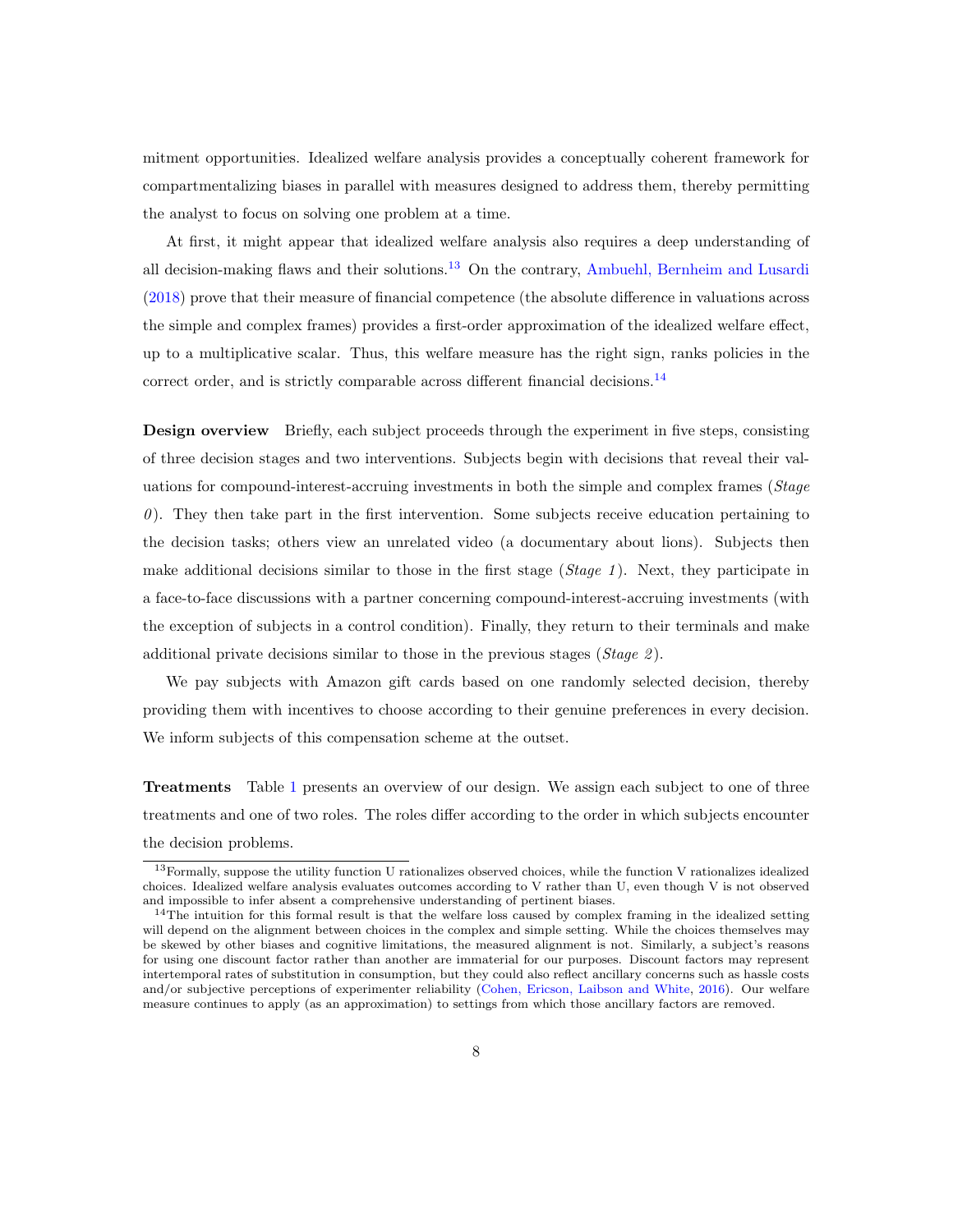mitment opportunities. Idealized welfare analysis provides a conceptually coherent framework for compartmentalizing biases in parallel with measures designed to address them, thereby permitting the analyst to focus on solving one problem at a time.

At first, it might appear that idealized welfare analysis also requires a deep understanding of all decision-making flaws and their solutions.[13] On the contrary, Ambuehl, Bernheim and Lusardi (2018) prove that their measure of financial competence (the absolute difference in valuations across the simple and complex frames) provides a first-order approximation of the idealized welfare effect, up to a multiplicative scalar. Thus, this welfare measure has the right sign, ranks policies in the correct order, and is strictly comparable across different financial decisions.[14]

**Design overview** Briefly, each subject proceeds through the experiment in five steps, consisting of three decision stages and two interventions. Subjects begin with decisions that reveal their valuations for compound-interest-accruing investments in both the simple and complex frames (*Stage 0*). They then take part in the first intervention. Some subjects receive education pertaining to the decision tasks; others view an unrelated video (a documentary about lions). Subjects then make additional decisions similar to those in the first stage (*Stage 1*). Next, they participate in a face-to-face discussions with a partner concerning compound-interest-accruing investments (with the exception of subjects in a control condition). Finally, they return to their terminals and make additional private decisions similar to those in the previous stages (*Stage 2*).

We pay subjects with Amazon gift cards based on one randomly selected decision, thereby providing them with incentives to choose according to their genuine preferences in every decision. We inform subjects of this compensation scheme at the outset.

**Treatments** Table 1 presents an overview of our design. We assign each subject to one of three treatments and one of two roles. The roles differ according to the order in which subjects encounter the decision problems.

[13] Formally, suppose the utility function U rationalizes observed choices, while the function V rationalizes idealized choices. Idealized welfare analysis evaluates outcomes according to V rather than U, even though V is not observed and impossible to infer absent a comprehensive understanding of pertinent biases.

[14] The intuition for this formal result is that the welfare loss caused by complex framing in the idealized setting will depend on the alignment between choices in the complex and simple setting. While the choices themselves may be skewed by other biases and cognitive limitations, the measured alignment is not. Similarly, a subject's reasons for using one discount factor rather than another are immaterial for our purposes. Discount factors may represent intertemporal rates of substitution in consumption, but they could also reflect ancillary concerns such as hassle costs and/or subjective perceptions of experimenter reliability (Cohen, Ericson, Laibson and White, 2016). Our welfare measure continues to apply (as an approximation) to settings from which those ancillary factors are removed.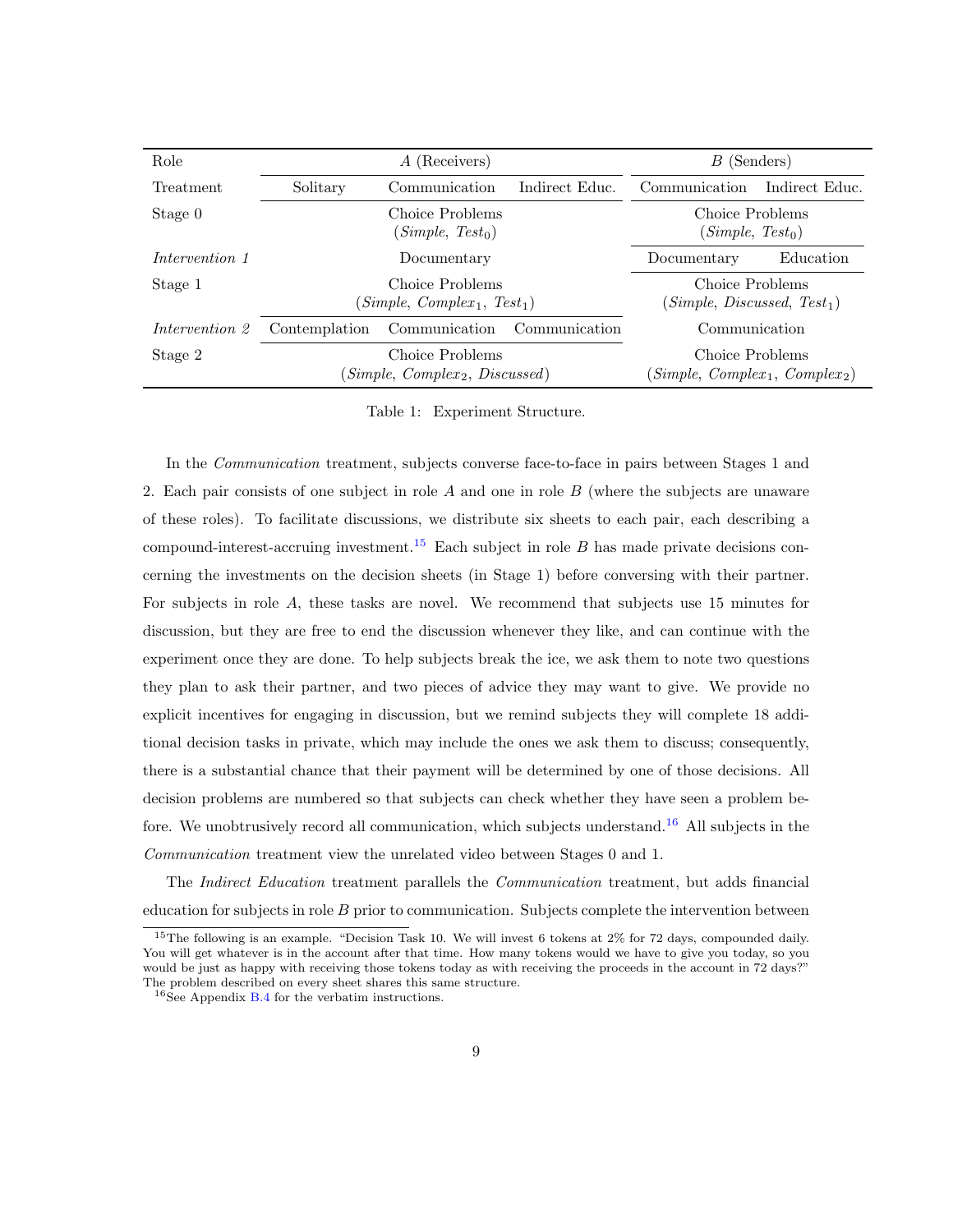| Role | *A* (Receivers) | | | *B* (Senders) | |
|---|---|---|---|---|---|
| Treatment | Solitary | Communication | Indirect Educ. | Communication | Indirect Educ. |
| Stage 0 | | Choice Problems (*Simple*, $Test_0$) | | Choice Problems (*Simple*, $Test_0$) | |
| *Intervention 1* | | Documentary | | Documentary | Education |
| Stage 1 | | Choice Problems (*Simple*, $Complex_1$, $Test_1$) | | Choice Problems (*Simple*, *Discussed*, $Test_1$) | |
| *Intervention 2* | Contemplation | Communication | Communication | Communication | |
| Stage 2 | | Choice Problems (*Simple*, $Complex_2$, *Discussed*) | | Choice Problems (*Simple*, $Complex_1$, $Complex_2$) | |

Table 1: Experiment Structure.

In the *Communication* treatment, subjects converse face-to-face in pairs between Stages 1 and 2. Each pair consists of one subject in role *A* and one in role *B* (where the subjects are unaware of these roles). To facilitate discussions, we distribute six sheets to each pair, each describing a compound-interest-accruing investment.[15] Each subject in role *B* has made private decisions concerning the investments on the decision sheets (in Stage 1) before conversing with their partner. For subjects in role *A*, these tasks are novel. We recommend that subjects use 15 minutes for discussion, but they are free to end the discussion whenever they like, and can continue with the experiment once they are done. To help subjects break the ice, we ask them to note two questions they plan to ask their partner, and two pieces of advice they may want to give. We provide no explicit incentives for engaging in discussion, but we remind subjects they will complete 18 additional decision tasks in private, which may include the ones we ask them to discuss; consequently, there is a substantial chance that their payment will be determined by one of those decisions. All decision problems are numbered so that subjects can check whether they have seen a problem before. We unobtrusively record all communication, which subjects understand.[16] All subjects in the *Communication* treatment view the unrelated video between Stages 0 and 1.

The *Indirect Education* treatment parallels the *Communication* treatment, but adds financial education for subjects in role *B* prior to communication. Subjects complete the intervention between

[15] The following is an example. "Decision Task 10. We will invest 6 tokens at 2% for 72 days, compounded daily. You will get whatever is in the account after that time. How many tokens would we have to give you today, so you would be just as happy with receiving those tokens today as with receiving the proceeds in the account in 72 days?" The problem described on every sheet shares this same structure.

[16] See Appendix B.4 for the verbatim instructions.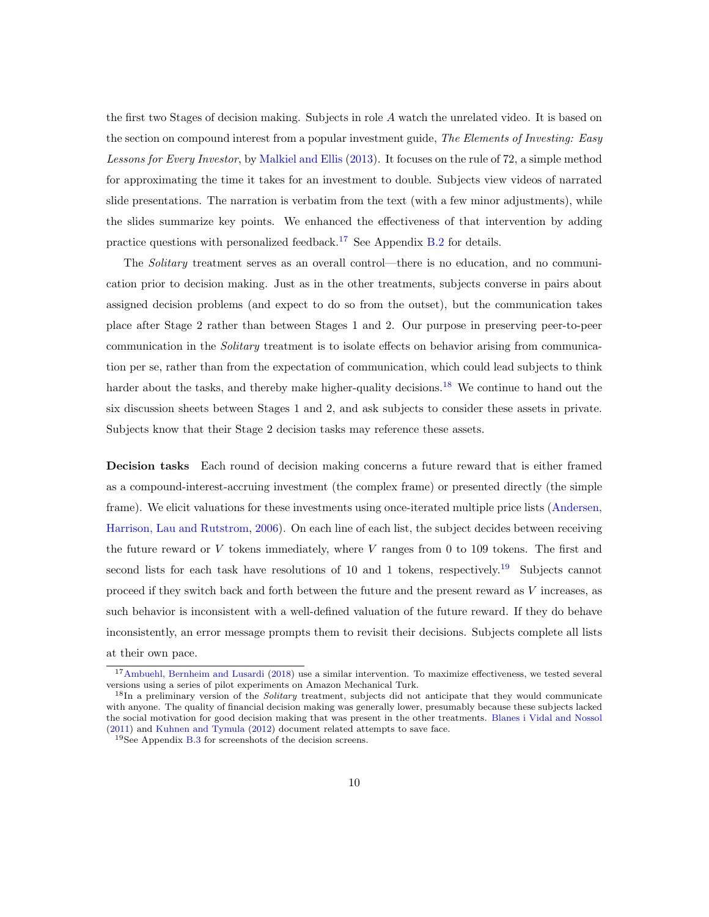the first two Stages of decision making. Subjects in role $A$ watch the unrelated video. It is based on the section on compound interest from a popular investment guide, *The Elements of Investing: Easy Lessons for Every Investor*, by Malkiel and Ellis (2013). It focuses on the rule of 72, a simple method for approximating the time it takes for an investment to double. Subjects view videos of narrated slide presentations. The narration is verbatim from the text (with a few minor adjustments), while the slides summarize key points. We enhanced the effectiveness of that intervention by adding practice questions with personalized feedback.[17] See Appendix B.2 for details.

The *Solitary* treatment serves as an overall control—there is no education, and no communication prior to decision making. Just as in the other treatments, subjects converse in pairs about assigned decision problems (and expect to do so from the outset), but the communication takes place after Stage 2 rather than between Stages 1 and 2. Our purpose in preserving peer-to-peer communication in the *Solitary* treatment is to isolate effects on behavior arising from communication per se, rather than from the expectation of communication, which could lead subjects to think harder about the tasks, and thereby make higher-quality decisions.[18] We continue to hand out the six discussion sheets between Stages 1 and 2, and ask subjects to consider these assets in private. Subjects know that their Stage 2 decision tasks may reference these assets.

**Decision tasks** Each round of decision making concerns a future reward that is either framed as a compound-interest-accruing investment (the complex frame) or presented directly (the simple frame). We elicit valuations for these investments using once-iterated multiple price lists (Andersen, Harrison, Lau and Rutstrom, 2006). On each line of each list, the subject decides between receiving the future reward or $V$ tokens immediately, where $V$ ranges from 0 to 109 tokens. The first and second lists for each task have resolutions of 10 and 1 tokens, respectively.[19] Subjects cannot proceed if they switch back and forth between the future and the present reward as $V$ increases, as such behavior is inconsistent with a well-defined valuation of the future reward. If they do behave inconsistently, an error message prompts them to revisit their decisions. Subjects complete all lists at their own pace.

---

[17] Ambuehl, Bernheim and Lusardi (2018) use a similar intervention. To maximize effectiveness, we tested several versions using a series of pilot experiments on Amazon Mechanical Turk.

[18] In a preliminary version of the *Solitary* treatment, subjects did not anticipate that they would communicate with anyone. The quality of financial decision making was generally lower, presumably because these subjects lacked the social motivation for good decision making that was present in the other treatments. Blanes i Vidal and Nossol (2011) and Kuhnen and Tymula (2012) document related attempts to save face.

[19] See Appendix B.3 for screenshots of the decision screens.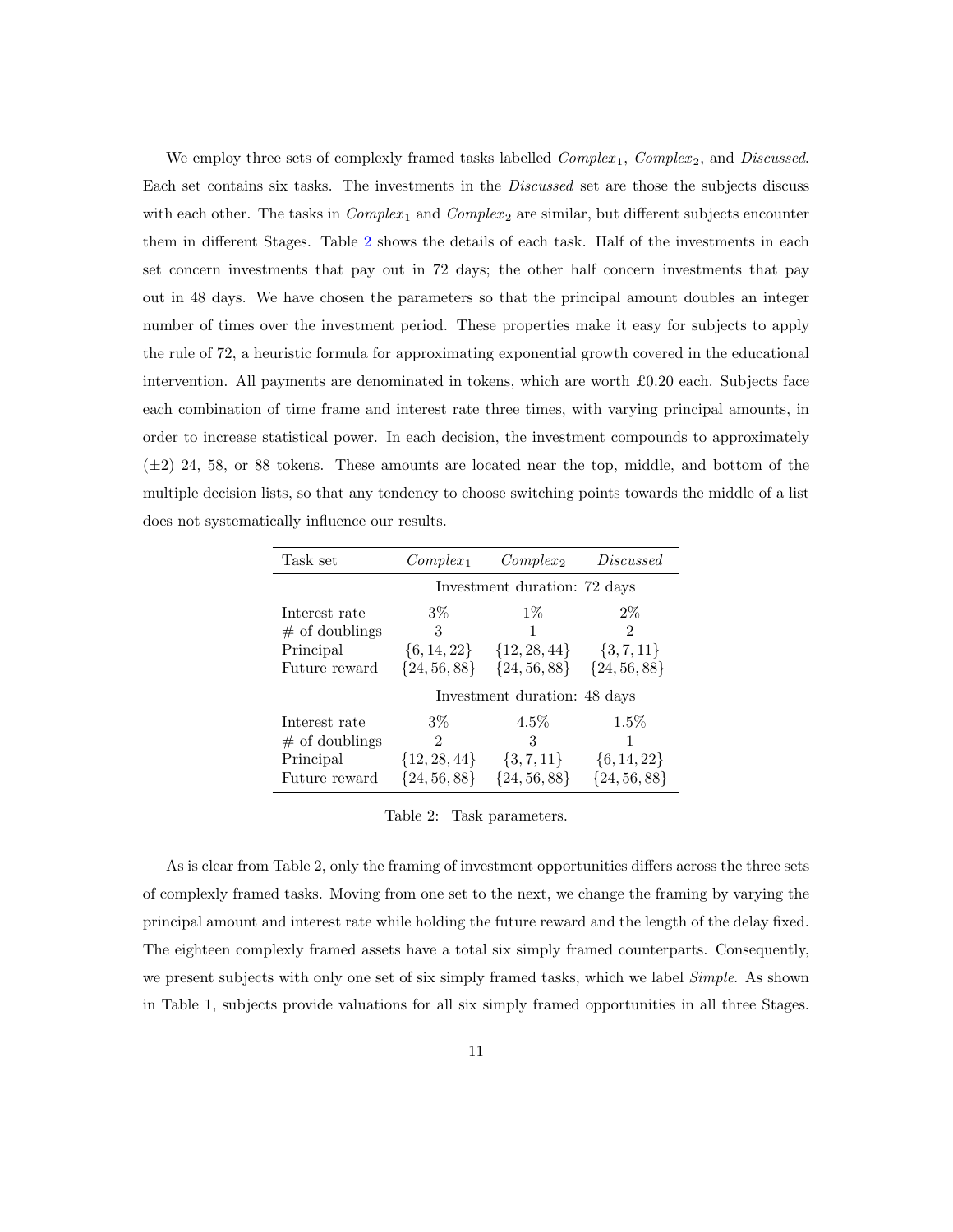We employ three sets of complexly framed tasks labelled $Complex_1$, $Complex_2$, and *Discussed*. Each set contains six tasks. The investments in the *Discussed* set are those the subjects discuss with each other. The tasks in $Complex_1$ and $Complex_2$ are similar, but different subjects encounter them in different Stages. Table 2 shows the details of each task. Half of the investments in each set concern investments that pay out in 72 days; the other half concern investments that pay out in 48 days. We have chosen the parameters so that the principal amount doubles an integer number of times over the investment period. These properties make it easy for subjects to apply the rule of 72, a heuristic formula for approximating exponential growth covered in the educational intervention. All payments are denominated in tokens, which are worth £0.20 each. Subjects face each combination of time frame and interest rate three times, with varying principal amounts, in order to increase statistical power. In each decision, the investment compounds to approximately ($\pm 2$) 24, 58, or 88 tokens. These amounts are located near the top, middle, and bottom of the multiple decision lists, so that any tendency to choose switching points towards the middle of a list does not systematically influence our results.

| Task set | $Complex_1$ | $Complex_2$ | *Discussed* |
|---|---|---|---|
| | Investment duration: 72 days | | |
| Interest rate | 3% | 1% | 2% |
| # of doublings | 3 | 1 | 2 |
| Principal | $\{6, 14, 22\}$ | $\{12, 28, 44\}$ | $\{3, 7, 11\}$ |
| Future reward | $\{24, 56, 88\}$ | $\{24, 56, 88\}$ | $\{24, 56, 88\}$ |
| | Investment duration: 48 days | | |
| Interest rate | 3% | 4.5% | 1.5% |
| # of doublings | 2 | 3 | 1 |
| Principal | $\{12, 28, 44\}$ | $\{3, 7, 11\}$ | $\{6, 14, 22\}$ |
| Future reward | $\{24, 56, 88\}$ | $\{24, 56, 88\}$ | $\{24, 56, 88\}$ |

Table 2: Task parameters.

As is clear from Table 2, only the framing of investment opportunities differs across the three sets of complexly framed tasks. Moving from one set to the next, we change the framing by varying the principal amount and interest rate while holding the future reward and the length of the delay fixed. The eighteen complexly framed assets have a total six simply framed counterparts. Consequently, we present subjects with only one set of six simply framed tasks, which we label *Simple*. As shown in Table 1, subjects provide valuations for all six simply framed opportunities in all three Stages.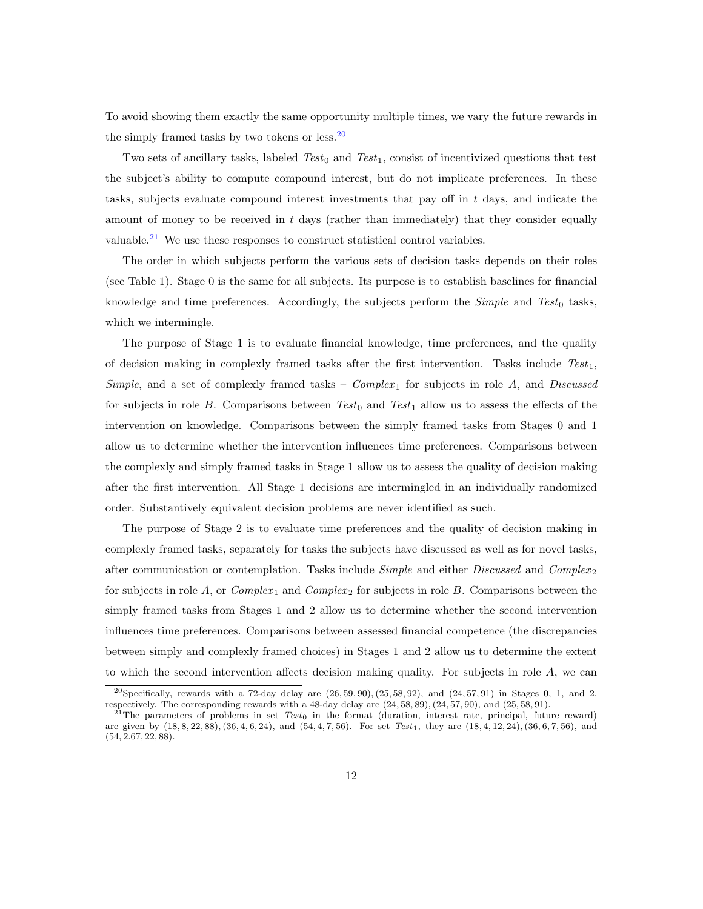To avoid showing them exactly the same opportunity multiple times, we vary the future rewards in the simply framed tasks by two tokens or less.[20]

Two sets of ancillary tasks, labeled $Test_0$ and $Test_1$, consist of incentivized questions that test the subject's ability to compute compound interest, but do not implicate preferences. In these tasks, subjects evaluate compound interest investments that pay off in $t$ days, and indicate the amount of money to be received in $t$ days (rather than immediately) that they consider equally valuable.[21] We use these responses to construct statistical control variables.

The order in which subjects perform the various sets of decision tasks depends on their roles (see Table 1). Stage 0 is the same for all subjects. Its purpose is to establish baselines for financial knowledge and time preferences. Accordingly, the subjects perform the *Simple* and $Test_0$ tasks, which we intermingle.

The purpose of Stage 1 is to evaluate financial knowledge, time preferences, and the quality of decision making in complexly framed tasks after the first intervention. Tasks include $Test_1$, *Simple*, and a set of complexly framed tasks – $Complex_1$ for subjects in role $A$, and *Discussed* for subjects in role $B$. Comparisons between $Test_0$ and $Test_1$ allow us to assess the effects of the intervention on knowledge. Comparisons between the simply framed tasks from Stages 0 and 1 allow us to determine whether the intervention influences time preferences. Comparisons between the complexly and simply framed tasks in Stage 1 allow us to assess the quality of decision making after the first intervention. All Stage 1 decisions are intermingled in an individually randomized order. Substantively equivalent decision problems are never identified as such.

The purpose of Stage 2 is to evaluate time preferences and the quality of decision making in complexly framed tasks, separately for tasks the subjects have discussed as well as for novel tasks, after communication or contemplation. Tasks include *Simple* and either *Discussed* and $Complex_2$ for subjects in role $A$, or $Complex_1$ and $Complex_2$ for subjects in role $B$. Comparisons between the simply framed tasks from Stages 1 and 2 allow us to determine whether the second intervention influences time preferences. Comparisons between assessed financial competence (the discrepancies between simply and complexly framed choices) in Stages 1 and 2 allow us to determine the extent to which the second intervention affects decision making quality. For subjects in role $A$, we can

[20] Specifically, rewards with a 72-day delay are $(26, 59, 90), (25, 58, 92)$, and $(24, 57, 91)$ in Stages 0, 1, and 2, respectively. The corresponding rewards with a 48-day delay are $(24, 58, 89), (24, 57, 90)$, and $(25, 58, 91)$.

[21] The parameters of problems in set $Test_0$ in the format (duration, interest rate, principal, future reward) are given by $(18, 8, 22, 88), (36, 4, 6, 24)$, and $(54, 4, 7, 56)$. For set $Test_1$, they are $(18, 4, 12, 24), (36, 6, 7, 56)$, and $(54, 2.67, 22, 88)$.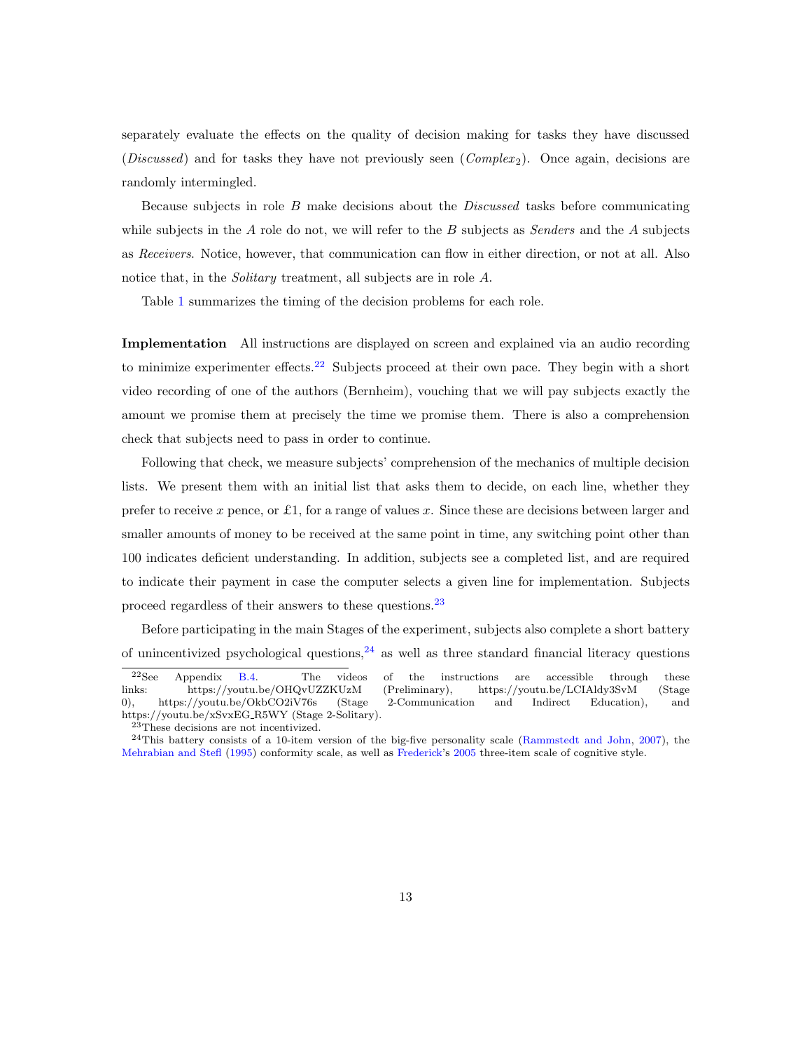separately evaluate the effects on the quality of decision making for tasks they have discussed (*Discussed*) and for tasks they have not previously seen (*Complex*$_2$). Once again, decisions are randomly intermingled.

Because subjects in role $B$ make decisions about the *Discussed* tasks before communicating while subjects in the $A$ role do not, we will refer to the $B$ subjects as *Senders* and the $A$ subjects as *Receivers*. Notice, however, that communication can flow in either direction, or not at all. Also notice that, in the *Solitary* treatment, all subjects are in role $A$.

Table 1 summarizes the timing of the decision problems for each role.

**Implementation** All instructions are displayed on screen and explained via an audio recording to minimize experimenter effects.[22] Subjects proceed at their own pace. They begin with a short video recording of one of the authors (Bernheim), vouching that we will pay subjects exactly the amount we promise them at precisely the time we promise them. There is also a comprehension check that subjects need to pass in order to continue.

Following that check, we measure subjects' comprehension of the mechanics of multiple decision lists. We present them with an initial list that asks them to decide, on each line, whether they prefer to receive $x$ pence, or £1, for a range of values $x$. Since these are decisions between larger and smaller amounts of money to be received at the same point in time, any switching point other than 100 indicates deficient understanding. In addition, subjects see a completed list, and are required to indicate their payment in case the computer selects a given line for implementation. Subjects proceed regardless of their answers to these questions.[23]

Before participating in the main Stages of the experiment, subjects also complete a short battery of unincentivized psychological questions,[24] as well as three standard financial literacy questions

---

[22] See Appendix B.4. The videos of the instructions are accessible through these links: https://youtu.be/OHQvUZZKUzM (Preliminary), https://youtu.be/LCIAldy3SvM (Stage 0), https://youtu.be/OkbCO2iV76s (Stage 2-Communication and Indirect Education), and https://youtu.be/xSvxEG_R5WY (Stage 2-Solitary).

[23] These decisions are not incentivized.

[24] This battery consists of a 10-item version of the big-five personality scale (Rammstedt and John, 2007), the Mehrabian and Stefl (1995) conformity scale, as well as Frederick's 2005 three-item scale of cognitive style.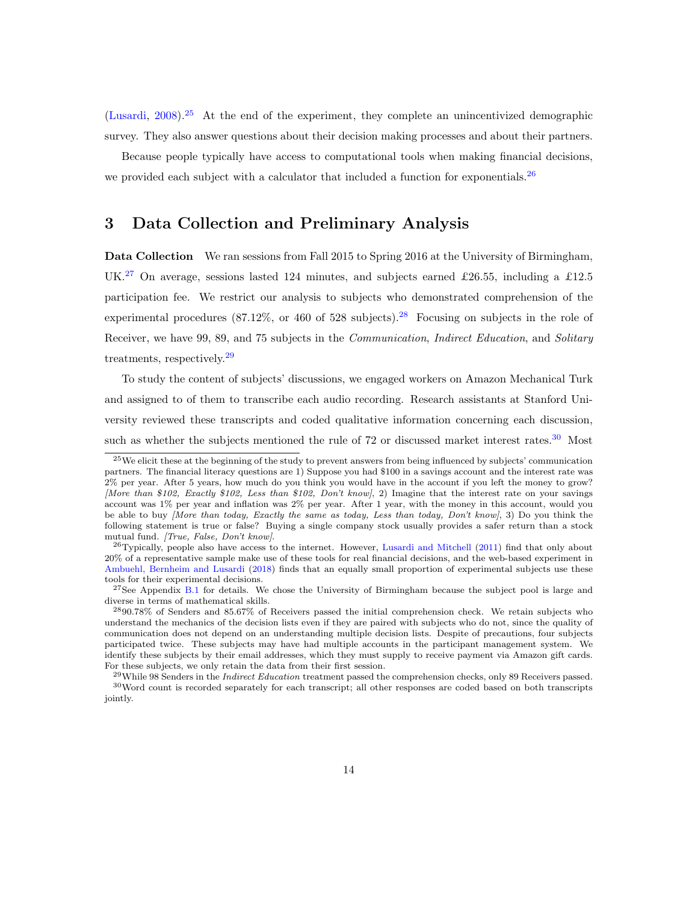(Lusardi, 2008).[25] At the end of the experiment, they complete an unincentivized demographic survey. They also answer questions about their decision making processes and about their partners.

Because people typically have access to computational tools when making financial decisions, we provided each subject with a calculator that included a function for exponentials.[26]

## 3 Data Collection and Preliminary Analysis

**Data Collection** We ran sessions from Fall 2015 to Spring 2016 at the University of Birmingham, UK.[27] On average, sessions lasted 124 minutes, and subjects earned £26.55, including a £12.5 participation fee. We restrict our analysis to subjects who demonstrated comprehension of the experimental procedures (87.12%, or 460 of 528 subjects).[28] Focusing on subjects in the role of Receiver, we have 99, 89, and 75 subjects in the *Communication*, *Indirect Education*, and *Solitary* treatments, respectively.[29]

To study the content of subjects' discussions, we engaged workers on Amazon Mechanical Turk and assigned to of them to transcribe each audio recording. Research assistants at Stanford University reviewed these transcripts and coded qualitative information concerning each discussion, such as whether the subjects mentioned the rule of 72 or discussed market interest rates.[30] Most

---

[25] We elicit these at the beginning of the study to prevent answers from being influenced by subjects' communication partners. The financial literacy questions are 1) Suppose you had $100 in a savings account and the interest rate was 2% per year. After 5 years, how much do you think you would have in the account if you left the money to grow? *[More than $102, Exactly $102, Less than $102, Don't know]*, 2) Imagine that the interest rate on your savings account was 1% per year and inflation was 2% per year. After 1 year, with the money in this account, would you be able to buy *[More than today, Exactly the same as today, Less than today, Don't know]*, 3) Do you think the following statement is true or false? Buying a single company stock usually provides a safer return than a stock mutual fund. *[True, False, Don't know]*.

[26] Typically, people also have access to the internet. However, Lusardi and Mitchell (2011) find that only about 20% of a representative sample make use of these tools for real financial decisions, and the web-based experiment in Ambuehl, Bernheim and Lusardi (2018) finds that an equally small proportion of experimental subjects use these tools for their experimental decisions.

[27] See Appendix B.1 for details. We chose the University of Birmingham because the subject pool is large and diverse in terms of mathematical skills.

[28] 90.78% of Senders and 85.67% of Receivers passed the initial comprehension check. We retain subjects who understand the mechanics of the decision lists even if they are paired with subjects who do not, since the quality of communication does not depend on an understanding multiple decision lists. Despite of precautions, four subjects participated twice. These subjects may have had multiple accounts in the participant management system. We identify these subjects by their email addresses, which they must supply to receive payment via Amazon gift cards. For these subjects, we only retain the data from their first session.

[29] While 98 Senders in the *Indirect Education* treatment passed the comprehension checks, only 89 Receivers passed.

[30] Word count is recorded separately for each transcript; all other responses are coded based on both transcripts jointly.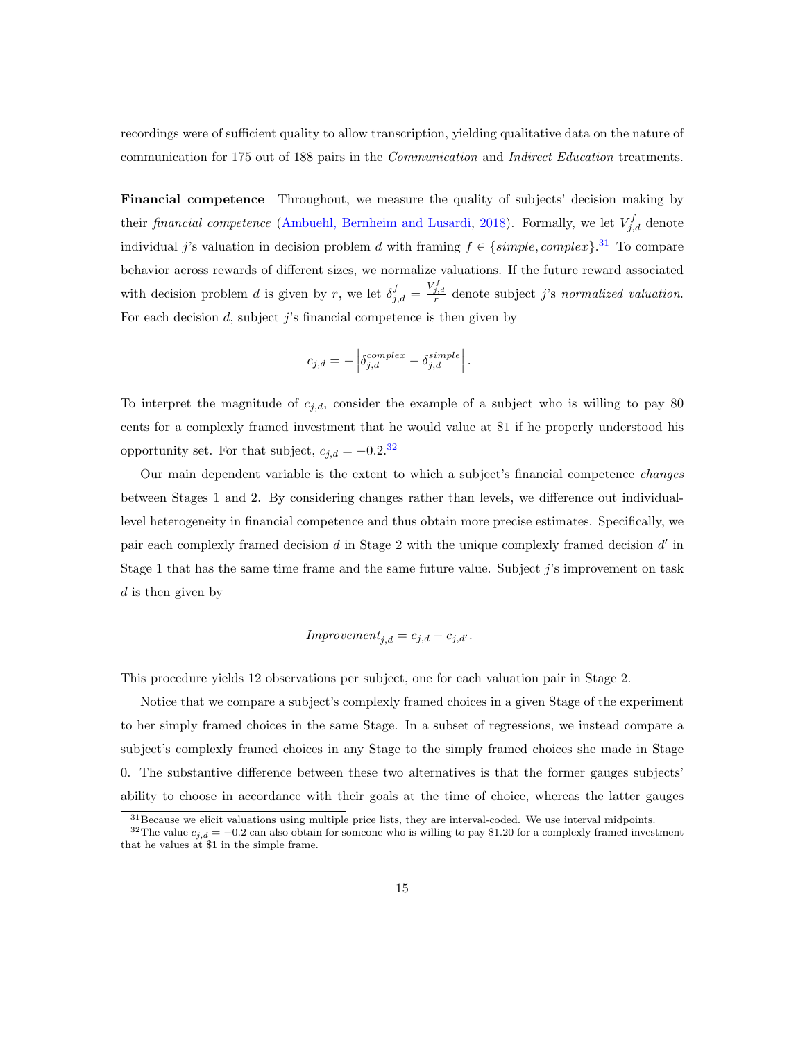recordings were of sufficient quality to allow transcription, yielding qualitative data on the nature of communication for 175 out of 188 pairs in the *Communication* and *Indirect Education* treatments.

**Financial competence** Throughout, we measure the quality of subjects' decision making by their *financial competence* (Ambuehl, Bernheim and Lusardi, 2018). Formally, we let $V^f_{j,d}$ denote individual $j$'s valuation in decision problem $d$ with framing $f \in \{simple, complex\}$.[31] To compare behavior across rewards of different sizes, we normalize valuations. If the future reward associated with decision problem $d$ is given by $r$, we let $\delta^f_{j,d} = \frac{V^f_{j,d}}{r}$ denote subject $j$'s *normalized valuation*. For each decision $d$, subject $j$'s financial competence is then given by

$$c_{j,d} = -\left|\delta^{complex}_{j,d} - \delta^{simple}_{j,d}\right|.$$

To interpret the magnitude of $c_{j,d}$, consider the example of a subject who is willing to pay 80 cents for a complexly framed investment that he would value at \$1 if he properly understood his opportunity set. For that subject, $c_{j,d} = -0.2$.[32]

Our main dependent variable is the extent to which a subject's financial competence *changes* between Stages 1 and 2. By considering changes rather than levels, we difference out individual-level heterogeneity in financial competence and thus obtain more precise estimates. Specifically, we pair each complexly framed decision $d$ in Stage 2 with the unique complexly framed decision $d'$ in Stage 1 that has the same time frame and the same future value. Subject $j$'s improvement on task $d$ is then given by

$$Improvement_{j,d} = c_{j,d} - c_{j,d'}.$$

This procedure yields 12 observations per subject, one for each valuation pair in Stage 2.

Notice that we compare a subject's complexly framed choices in a given Stage of the experiment to her simply framed choices in the same Stage. In a subset of regressions, we instead compare a subject's complexly framed choices in any Stage to the simply framed choices she made in Stage 0. The substantive difference between these two alternatives is that the former gauges subjects' ability to choose in accordance with their goals at the time of choice, whereas the latter gauges

[31] Because we elicit valuations using multiple price lists, they are interval-coded. We use interval midpoints.

[32] The value $c_{j,d} = -0.2$ can also obtain for someone who is willing to pay \$1.20 for a complexly framed investment that he values at \$1 in the simple frame.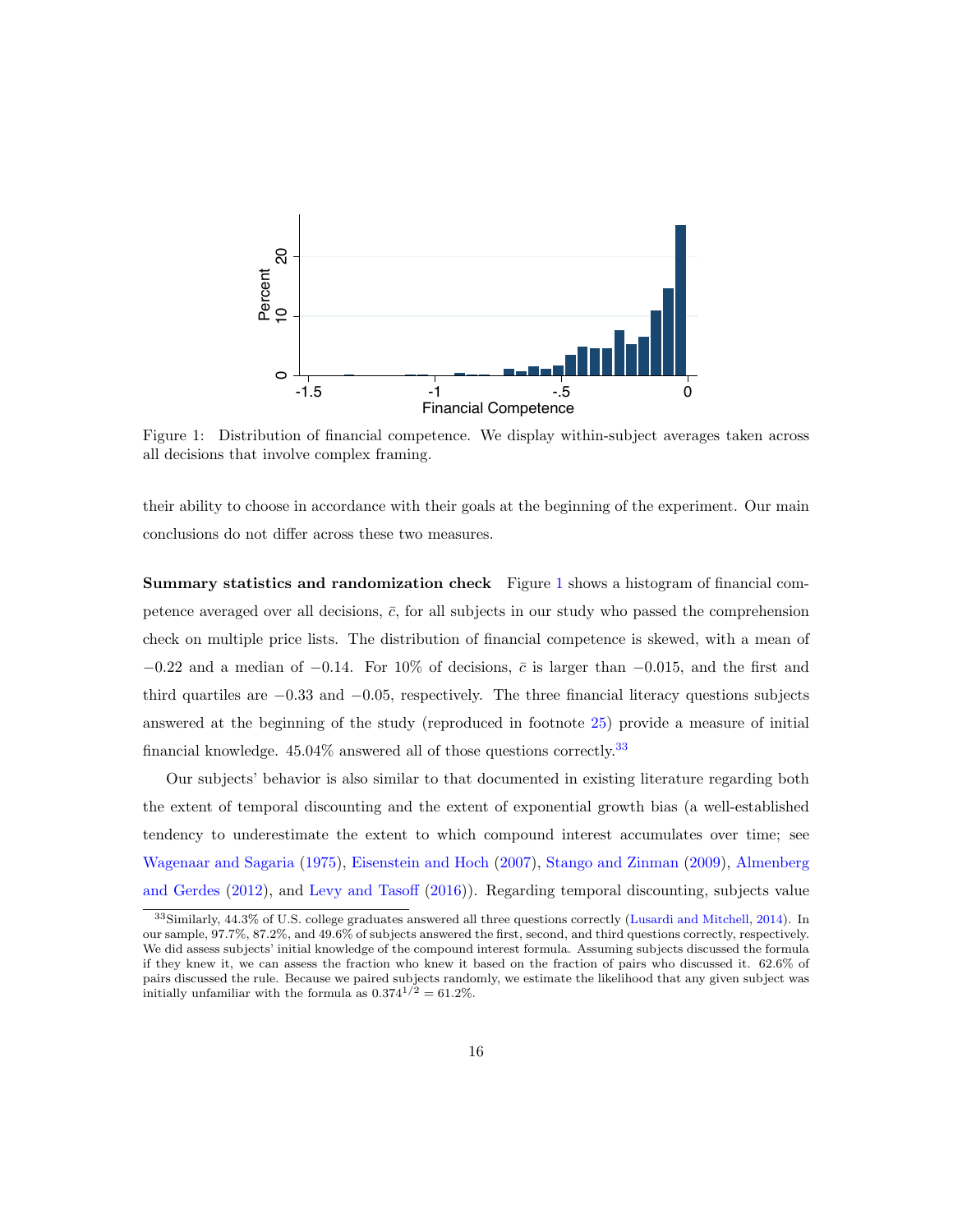Figure 1: Distribution of financial competence. We display within-subject averages taken across all decisions that involve complex framing.

their ability to choose in accordance with their goals at the beginning of the experiment. Our main conclusions do not differ across these two measures.

**Summary statistics and randomization check** Figure 1 shows a histogram of financial competence averaged over all decisions, $\bar{c}$, for all subjects in our study who passed the comprehension check on multiple price lists. The distribution of financial competence is skewed, with a mean of $-0.22$ and a median of $-0.14$. For 10% of decisions, $\bar{c}$ is larger than $-0.015$, and the first and third quartiles are $-0.33$ and $-0.05$, respectively. The three financial literacy questions subjects answered at the beginning of the study (reproduced in footnote 25) provide a measure of initial financial knowledge. 45.04% answered all of those questions correctly.[33]

Our subjects' behavior is also similar to that documented in existing literature regarding both the extent of temporal discounting and the extent of exponential growth bias (a well-established tendency to underestimate the extent to which compound interest accumulates over time; see Wagenaar and Sagaria (1975), Eisenstein and Hoch (2007), Stango and Zinman (2009), Almenberg and Gerdes (2012), and Levy and Tasoff (2016)). Regarding temporal discounting, subjects value

[33] Similarly, 44.3% of U.S. college graduates answered all three questions correctly (Lusardi and Mitchell, 2014). In our sample, 97.7%, 87.2%, and 49.6% of subjects answered the first, second, and third questions correctly, respectively. We did assess subjects' initial knowledge of the compound interest formula. Assuming subjects discussed the formula if they knew it, we can assess the fraction who knew it based on the fraction of pairs who discussed it. 62.6% of pairs discussed the rule. Because we paired subjects randomly, we estimate the likelihood that any given subject was initially unfamiliar with the formula as $0.374^{1/2} = 61.2\%$.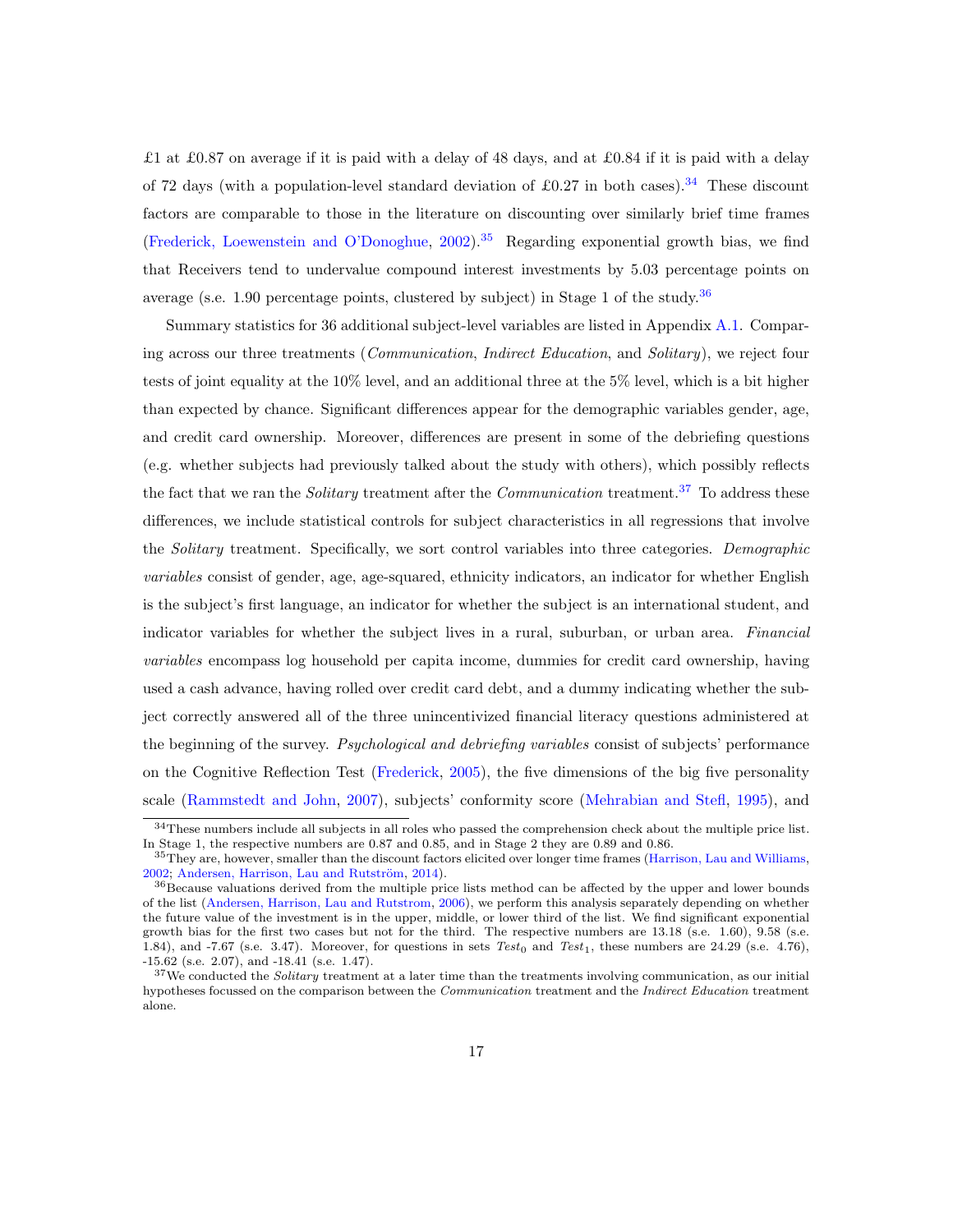£1 at £0.87 on average if it is paid with a delay of 48 days, and at £0.84 if it is paid with a delay of 72 days (with a population-level standard deviation of £0.27 in both cases).[34] These discount factors are comparable to those in the literature on discounting over similarly brief time frames (Frederick, Loewenstein and O'Donoghue, 2002).[35] Regarding exponential growth bias, we find that Receivers tend to undervalue compound interest investments by 5.03 percentage points on average (s.e. 1.90 percentage points, clustered by subject) in Stage 1 of the study.[36]

Summary statistics for 36 additional subject-level variables are listed in Appendix A.1. Comparing across our three treatments (*Communication*, *Indirect Education*, and *Solitary*), we reject four tests of joint equality at the 10% level, and an additional three at the 5% level, which is a bit higher than expected by chance. Significant differences appear for the demographic variables gender, age, and credit card ownership. Moreover, differences are present in some of the debriefing questions (e.g. whether subjects had previously talked about the study with others), which possibly reflects the fact that we ran the *Solitary* treatment after the *Communication* treatment.[37] To address these differences, we include statistical controls for subject characteristics in all regressions that involve the *Solitary* treatment. Specifically, we sort control variables into three categories. *Demographic variables* consist of gender, age, age-squared, ethnicity indicators, an indicator for whether English is the subject's first language, an indicator for whether the subject is an international student, and indicator variables for whether the subject lives in a rural, suburban, or urban area. *Financial variables* encompass log household per capita income, dummies for credit card ownership, having used a cash advance, having rolled over credit card debt, and a dummy indicating whether the subject correctly answered all of the three unincentivized financial literacy questions administered at the beginning of the survey. *Psychological and debriefing variables* consist of subjects' performance on the Cognitive Reflection Test (Frederick, 2005), the five dimensions of the big five personality scale (Rammstedt and John, 2007), subjects' conformity score (Mehrabian and Stefl, 1995), and

---

[34] These numbers include all subjects in all roles who passed the comprehension check about the multiple price list. In Stage 1, the respective numbers are 0.87 and 0.85, and in Stage 2 they are 0.89 and 0.86.

[35] They are, however, smaller than the discount factors elicited over longer time frames (Harrison, Lau and Williams, 2002; Andersen, Harrison, Lau and Rutström, 2014).

[36] Because valuations derived from the multiple price lists method can be affected by the upper and lower bounds of the list (Andersen, Harrison, Lau and Rutstrom, 2006), we perform this analysis separately depending on whether the future value of the investment is in the upper, middle, or lower third of the list. We find significant exponential growth bias for the first two cases but not for the third. The respective numbers are 13.18 (s.e. 1.60), 9.58 (s.e. 1.84), and -7.67 (s.e. 3.47). Moreover, for questions in sets $Test_0$ and $Test_1$, these numbers are 24.29 (s.e. 4.76), -15.62 (s.e. 2.07), and -18.41 (s.e. 1.47).

[37] We conducted the *Solitary* treatment at a later time than the treatments involving communication, as our initial hypotheses focussed on the comparison between the *Communication* treatment and the *Indirect Education* treatment alone.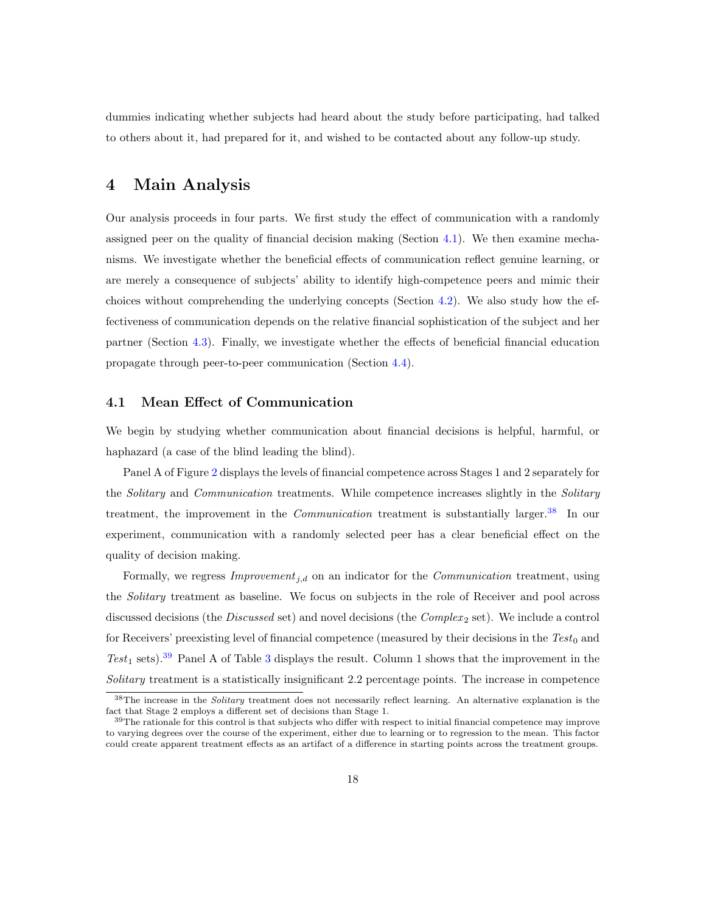dummies indicating whether subjects had heard about the study before participating, had talked to others about it, had prepared for it, and wished to be contacted about any follow-up study.

# 4 Main Analysis

Our analysis proceeds in four parts. We first study the effect of communication with a randomly assigned peer on the quality of financial decision making (Section 4.1). We then examine mechanisms. We investigate whether the beneficial effects of communication reflect genuine learning, or are merely a consequence of subjects' ability to identify high-competence peers and mimic their choices without comprehending the underlying concepts (Section 4.2). We also study how the effectiveness of communication depends on the relative financial sophistication of the subject and her partner (Section 4.3). Finally, we investigate whether the effects of beneficial financial education propagate through peer-to-peer communication (Section 4.4).

## 4.1 Mean Effect of Communication

We begin by studying whether communication about financial decisions is helpful, harmful, or haphazard (a case of the blind leading the blind).

Panel A of Figure 2 displays the levels of financial competence across Stages 1 and 2 separately for the *Solitary* and *Communication* treatments. While competence increases slightly in the *Solitary* treatment, the improvement in the *Communication* treatment is substantially larger.[38] In our experiment, communication with a randomly selected peer has a clear beneficial effect on the quality of decision making.

Formally, we regress $Improvement_{j,d}$ on an indicator for the *Communication* treatment, using the *Solitary* treatment as baseline. We focus on subjects in the role of Receiver and pool across discussed decisions (the *Discussed* set) and novel decisions (the $Complex_2$ set). We include a control for Receivers' preexisting level of financial competence (measured by their decisions in the $Test_0$ and $Test_1$ sets).[39] Panel A of Table 3 displays the result. Column 1 shows that the improvement in the *Solitary* treatment is a statistically insignificant 2.2 percentage points. The increase in competence

[38] The increase in the *Solitary* treatment does not necessarily reflect learning. An alternative explanation is the fact that Stage 2 employs a different set of decisions than Stage 1.

[39] The rationale for this control is that subjects who differ with respect to initial financial competence may improve to varying degrees over the course of the experiment, either due to learning or to regression to the mean. This factor could create apparent treatment effects as an artifact of a difference in starting points across the treatment groups.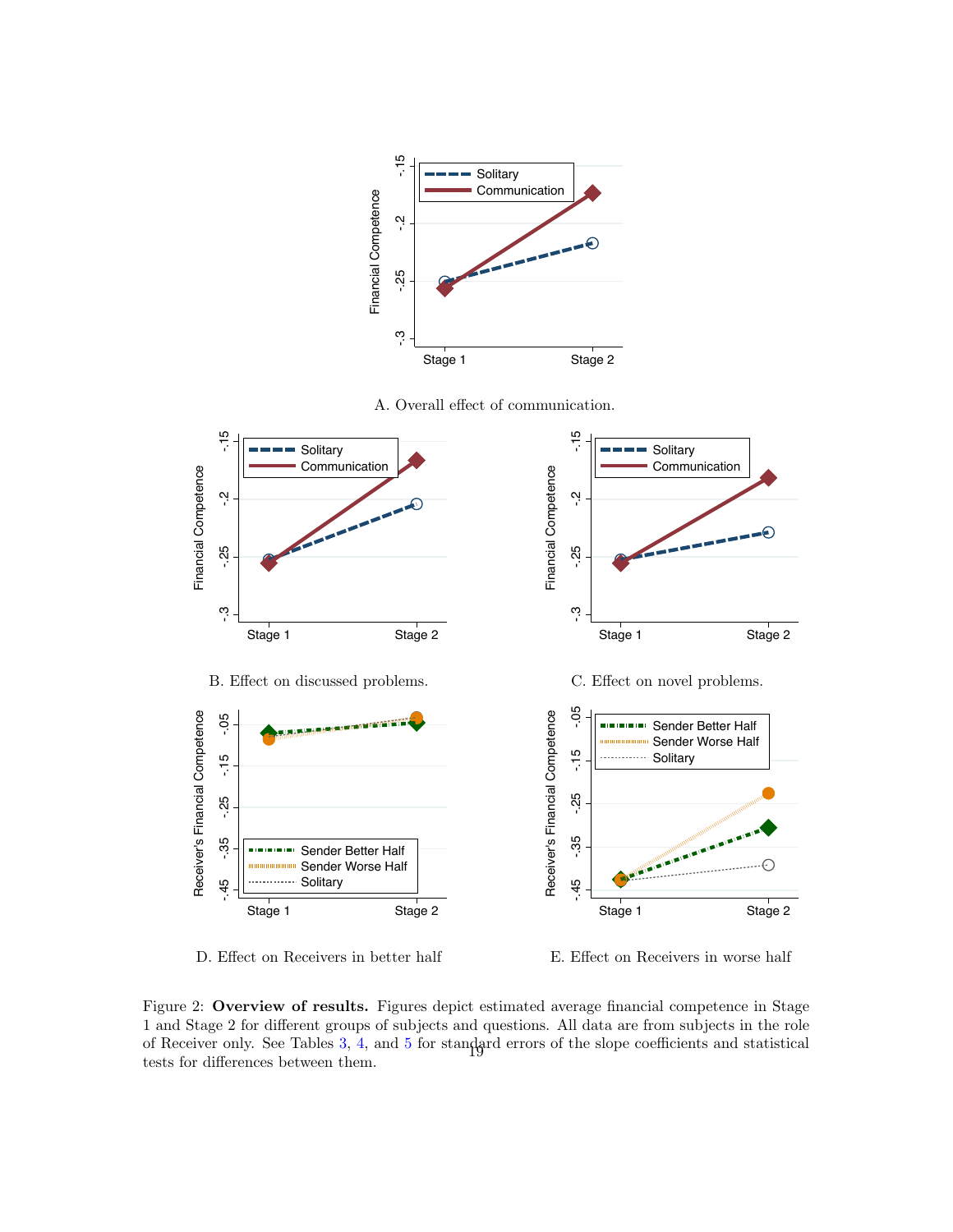A. Overall effect of communication.

B. Effect on discussed problems.

C. Effect on novel problems.

D. Effect on Receivers in better half

E. Effect on Receivers in worse half

Figure 2: **Overview of results.** Figures depict estimated average financial competence in Stage 1 and Stage 2 for different groups of subjects and questions. All data are from subjects in the role of Receiver only. See Tables 3, 4, and 5 for standard errors of the slope coefficients and statistical tests for differences between them.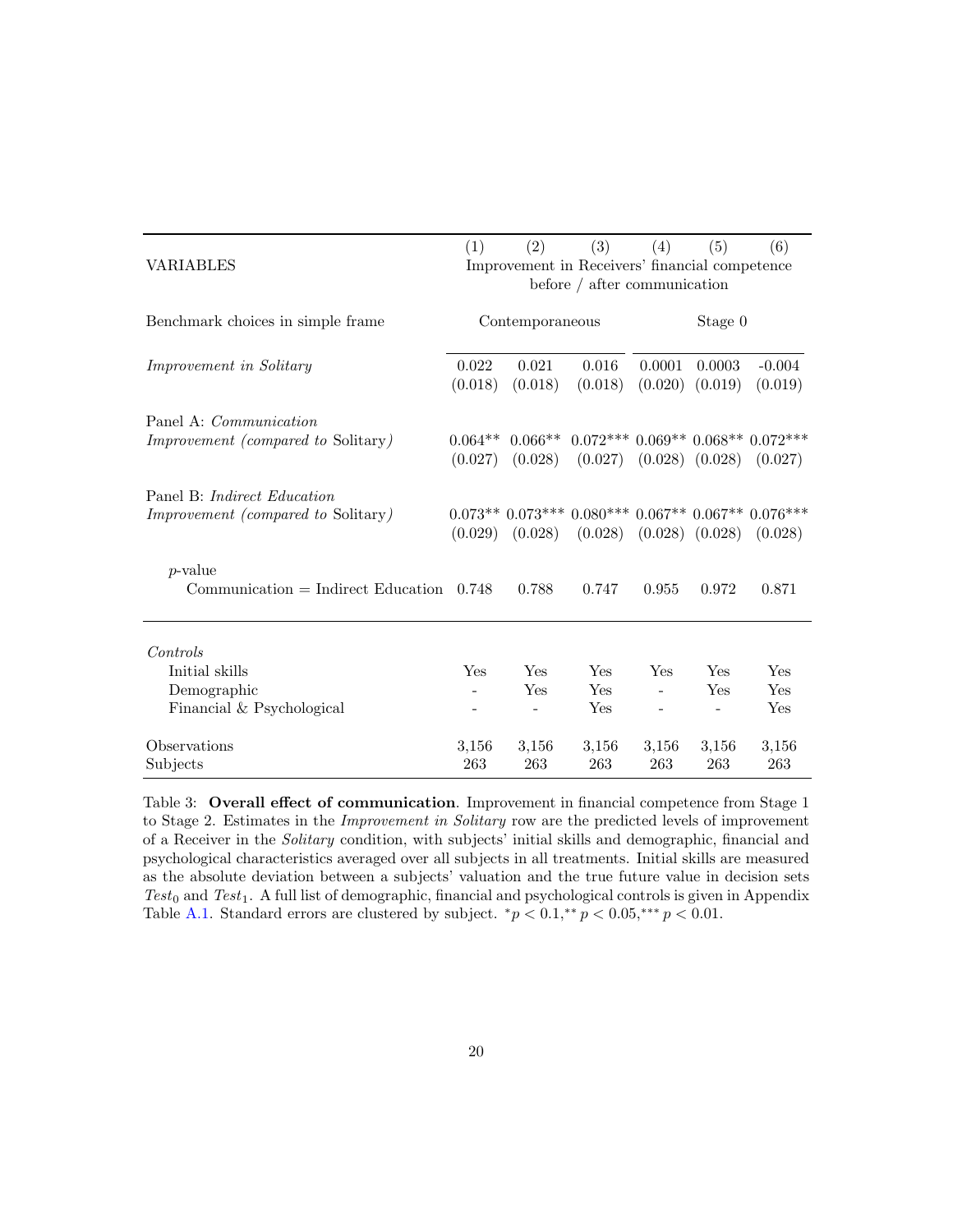| VARIABLES | (1) | (2) | (3) | (4) | (5) | (6) |
|---|---|---|---|---|---|---|
| | Improvement in Receivers' financial competence before / after communication | | | | | |
| Benchmark choices in simple frame | Contemporaneous | | | Stage 0 | | |
| *Improvement in Solitary* | 0.022 | 0.021 | 0.016 | 0.0001 | 0.0003 | -0.004 |
| | (0.018) | (0.018) | (0.018) | (0.020) | (0.019) | (0.019) |
| Panel A: *Communication* | | | | | | |
| *Improvement (compared to* Solitary*)* | 0.064** | 0.066** | 0.072*** | 0.069** | 0.068** | 0.072*** |
| | (0.027) | (0.028) | (0.027) | (0.028) | (0.028) | (0.027) |
| Panel B: *Indirect Education* | | | | | | |
| *Improvement (compared to* Solitary*)* | 0.073** | 0.073*** | 0.080*** | 0.067** | 0.067** | 0.076*** |
| | (0.029) | (0.028) | (0.028) | (0.028) | (0.028) | (0.028) |
| $p$-value | | | | | | |
| Communication = Indirect Education | 0.748 | 0.788 | 0.747 | 0.955 | 0.972 | 0.871 |
| *Controls* | | | | | | |
| Initial skills | Yes | Yes | Yes | Yes | Yes | Yes |
| Demographic | - | Yes | Yes | - | Yes | Yes |
| Financial & Psychological | - | - | Yes | - | - | Yes |
| Observations | 3,156 | 3,156 | 3,156 | 3,156 | 3,156 | 3,156 |
| Subjects | 263 | 263 | 263 | 263 | 263 | 263 |

Table 3: **Overall effect of communication**. Improvement in financial competence from Stage 1 to Stage 2. Estimates in the *Improvement in Solitary* row are the predicted levels of improvement of a Receiver in the *Solitary* condition, with subjects' initial skills and demographic, financial and psychological characteristics averaged over all subjects in all treatments. Initial skills are measured as the absolute deviation between a subjects' valuation and the true future value in decision sets $Test_0$ and $Test_1$. A full list of demographic, financial and psychological controls is given in Appendix Table A.1. Standard errors are clustered by subject. $^{*}p < 0.1, ^{**}p < 0.05, ^{***}p < 0.01$.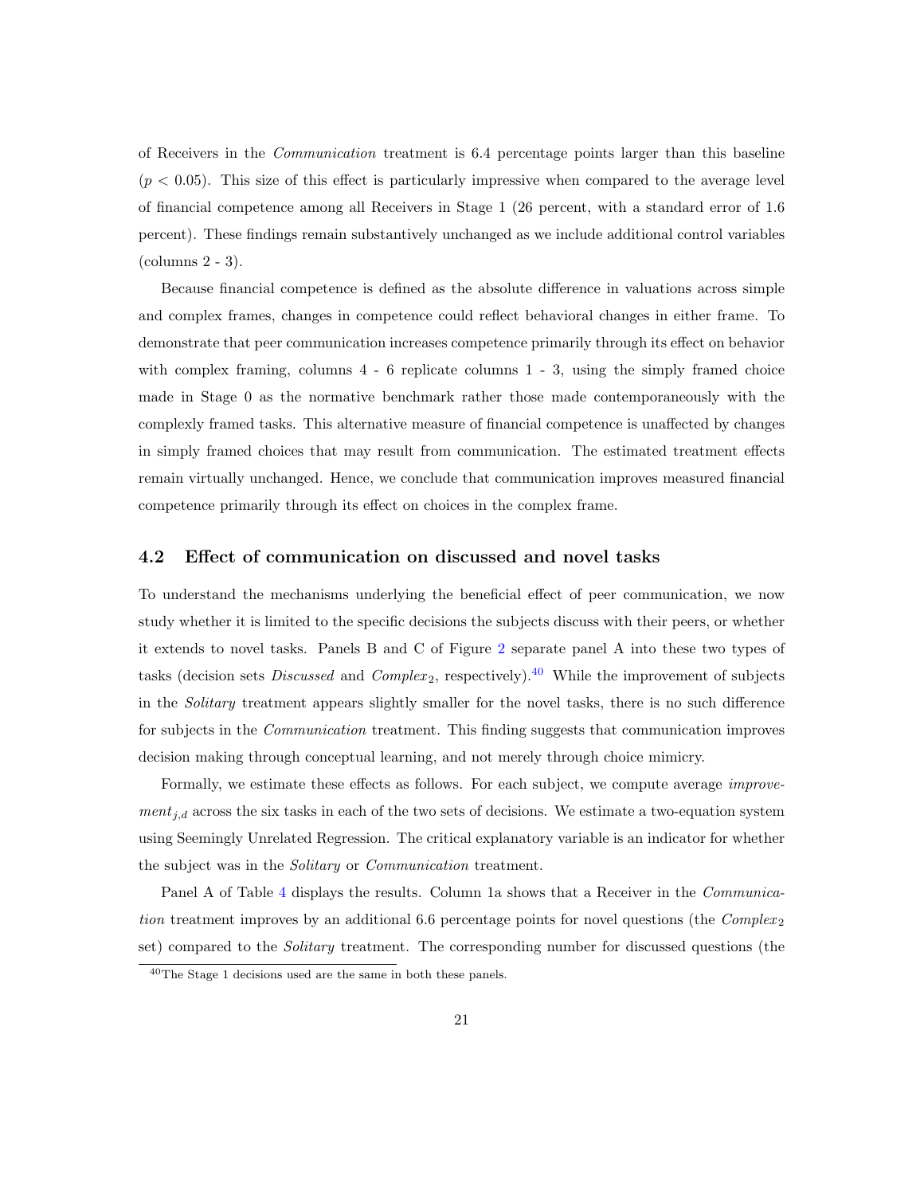of Receivers in the *Communication* treatment is 6.4 percentage points larger than this baseline ($p < 0.05$). This size of this effect is particularly impressive when compared to the average level of financial competence among all Receivers in Stage 1 (26 percent, with a standard error of 1.6 percent). These findings remain substantively unchanged as we include additional control variables (columns 2 - 3).

Because financial competence is defined as the absolute difference in valuations across simple and complex frames, changes in competence could reflect behavioral changes in either frame. To demonstrate that peer communication increases competence primarily through its effect on behavior with complex framing, columns 4 - 6 replicate columns 1 - 3, using the simply framed choice made in Stage 0 as the normative benchmark rather those made contemporaneously with the complexly framed tasks. This alternative measure of financial competence is unaffected by changes in simply framed choices that may result from communication. The estimated treatment effects remain virtually unchanged. Hence, we conclude that communication improves measured financial competence primarily through its effect on choices in the complex frame.

## 4.2 Effect of communication on discussed and novel tasks

To understand the mechanisms underlying the beneficial effect of peer communication, we now study whether it is limited to the specific decisions the subjects discuss with their peers, or whether it extends to novel tasks. Panels B and C of Figure 2 separate panel A into these two types of tasks (decision sets *Discussed* and $Complex_2$, respectively).[40] While the improvement of subjects in the *Solitary* treatment appears slightly smaller for the novel tasks, there is no such difference for subjects in the *Communication* treatment. This finding suggests that communication improves decision making through conceptual learning, and not merely through choice mimicry.

Formally, we estimate these effects as follows. For each subject, we compute average $improvement_{j,d}$ across the six tasks in each of the two sets of decisions. We estimate a two-equation system using Seemingly Unrelated Regression. The critical explanatory variable is an indicator for whether the subject was in the *Solitary* or *Communication* treatment.

Panel A of Table 4 displays the results. Column 1a shows that a Receiver in the *Communication* treatment improves by an additional 6.6 percentage points for novel questions (the $Complex_2$ set) compared to the *Solitary* treatment. The corresponding number for discussed questions (the

[40] The Stage 1 decisions used are the same in both these panels.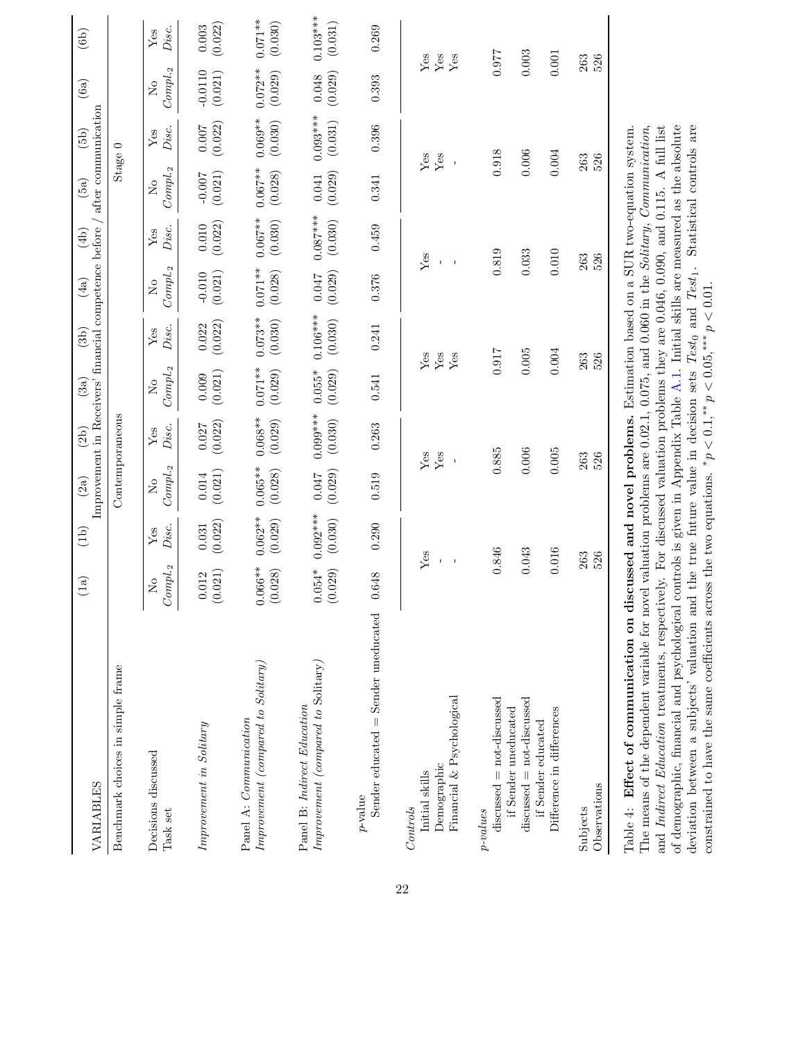| VARIABLES | (1a) | (1b) | (2a) | (2b) | (3a) | (3b) | (4a) | (4b) | (5a) | (5b) | (6a) | (6b) |
|---|---|---|---|---|---|---|---|---|---|---|---|---|
| | Improvement in Receivers' financial competence before / after communication | | | | | | | | | | | |
| Benchmark choices in simple frame | Contemporaneous | | | | | | Stage 0 | | | | | |
| Decisions discussed | No | Yes | No | Yes | No | Yes | No | Yes | No | Yes | No | Yes |
| Task set | *Compl.*$_2$ | *Disc.* | *Compl.*$_2$ | *Disc.* | *Compl.*$_2$ | *Disc.* | *Compl.*$_2$ | *Disc.* | *Compl.*$_2$ | *Disc.* | *Compl.*$_2$ | *Disc.* |
| *Improvement in Solitary* | 0.012 | 0.031 | 0.014 | 0.027 | 0.009 | 0.022 | -0.010 | 0.010 | -0.007 | 0.007 | -0.0110 | 0.003 |
| | (0.021) | (0.022) | (0.021) | (0.022) | (0.021) | (0.022) | (0.021) | (0.022) | (0.021) | (0.022) | (0.021) | (0.022) |
| Panel A: *Communication* | | | | | | | | | | | | |
| *Improvement (compared to Solitary)* | 0.066** | 0.062** | 0.065** | 0.068** | 0.071** | 0.073** | 0.071** | 0.067** | 0.067** | 0.069** | 0.072** | 0.071** |
| | (0.028) | (0.029) | (0.028) | (0.029) | (0.029) | (0.030) | (0.028) | (0.030) | (0.028) | (0.030) | (0.029) | (0.030) |
| Panel B: *Indirect Education* | | | | | | | | | | | | |
| *Improvement (compared to* Solitary) | 0.054* | 0.092*** | 0.047 | 0.099*** | 0.055* | 0.106*** | 0.047 | 0.087*** | 0.041 | 0.093*** | 0.048 | 0.103*** |
| | (0.029) | (0.030) | (0.029) | (0.030) | (0.029) | (0.030) | (0.029) | (0.030) | (0.029) | (0.031) | (0.029) | (0.031) |
| *p*-value | | | | | | | | | | | | |
| Sender educated = Sender uneducated | 0.648 | 0.290 | 0.519 | 0.263 | 0.541 | 0.241 | 0.376 | 0.459 | 0.341 | 0.396 | 0.393 | 0.269 |
| *Controls* | | | | | | | | | | | | |
| Initial skills | Yes | | Yes | | Yes | | Yes | | Yes | | Yes | |
| Demographic | - | | Yes | | Yes | | - | | Yes | | Yes | |
| Financial & Psychological | - | | - | | Yes | | - | | - | | Yes | |
| *p-values* | | | | | | | | | | | | |
| discussed = not-discussed if Sender uneducated | 0.846 | | 0.885 | | 0.917 | | 0.819 | | 0.918 | | 0.977 | |
| discussed = not-discussed if Sender educated | 0.043 | | 0.006 | | 0.005 | | 0.033 | | 0.006 | | 0.003 | |
| Difference in differences | 0.016 | | 0.005 | | 0.004 | | 0.010 | | 0.004 | | 0.001 | |
| Subjects | 263 | | 263 | | 263 | | 263 | | 263 | | 263 | |
| Observations | 526 | | 526 | | 526 | | 526 | | 526 | | 526 | |

Table 4: **Effect of communication on discussed and novel problems.** Estimation based on a SUR two-equation system. The means of the dependent variable for novel valuation problems are 0.02.1, 0.075, and 0.060 in the *Solitary*, *Communication*, and *Indirect Education* treatments, respectively. For discussed valuation problems they are 0.046, 0.090, and 0.115. A full list of demographic, financial and psychological controls is given in Appendix Table A.1. Initial skills are measured as the absolute deviation between a subjects' valuation and the true future value in decision sets $Test_0$ and $Test_1$. Statistical controls are constrained to have the same coefficients across the two equations. $^{*}p < 0.1$, $^{**}p < 0.05$, $^{***}p < 0.01$.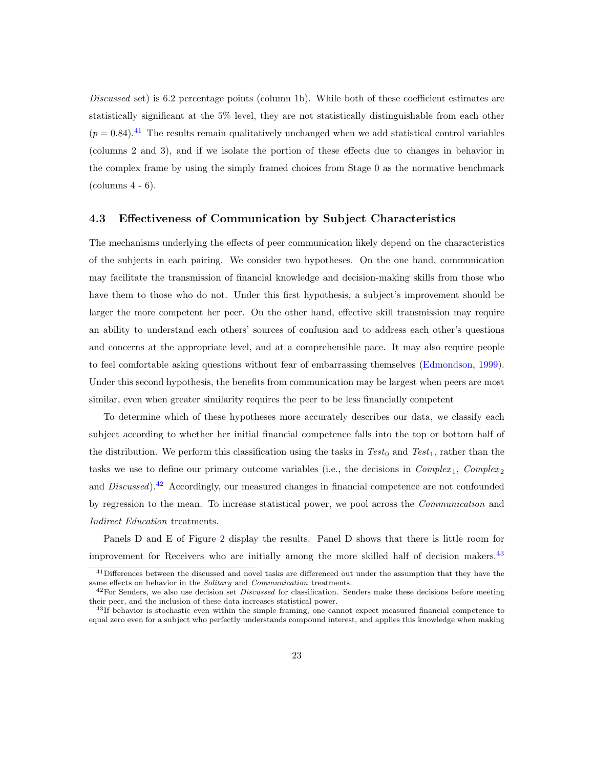*Discussed* set) is 6.2 percentage points (column 1b). While both of these coefficient estimates are statistically significant at the 5% level, they are not statistically distinguishable from each other ($p = 0.84$).[41] The results remain qualitatively unchanged when we add statistical control variables (columns 2 and 3), and if we isolate the portion of these effects due to changes in behavior in the complex frame by using the simply framed choices from Stage 0 as the normative benchmark (columns 4 - 6).

### 4.3 Effectiveness of Communication by Subject Characteristics

The mechanisms underlying the effects of peer communication likely depend on the characteristics of the subjects in each pairing. We consider two hypotheses. On the one hand, communication may facilitate the transmission of financial knowledge and decision-making skills from those who have them to those who do not. Under this first hypothesis, a subject's improvement should be larger the more competent her peer. On the other hand, effective skill transmission may require an ability to understand each others' sources of confusion and to address each other's questions and concerns at the appropriate level, and at a comprehensible pace. It may also require people to feel comfortable asking questions without fear of embarrassing themselves (Edmondson, 1999). Under this second hypothesis, the benefits from communication may be largest when peers are most similar, even when greater similarity requires the peer to be less financially competent

To determine which of these hypotheses more accurately describes our data, we classify each subject according to whether her initial financial competence falls into the top or bottom half of the distribution. We perform this classification using the tasks in $Test_0$ and $Test_1$, rather than the tasks we use to define our primary outcome variables (i.e., the decisions in $Complex_1$, $Complex_2$ and *Discussed*).[42] Accordingly, our measured changes in financial competence are not confounded by regression to the mean. To increase statistical power, we pool across the *Communication* and *Indirect Education* treatments.

Panels D and E of Figure 2 display the results. Panel D shows that there is little room for improvement for Receivers who are initially among the more skilled half of decision makers.[43]

[41] Differences between the discussed and novel tasks are differenced out under the assumption that they have the same effects on behavior in the *Solitary* and *Communication* treatments.

[42] For Senders, we also use decision set *Discussed* for classification. Senders make these decisions before meeting their peer, and the inclusion of these data increases statistical power.

[43] If behavior is stochastic even within the simple framing, one cannot expect measured financial competence to equal zero even for a subject who perfectly understands compound interest, and applies this knowledge when making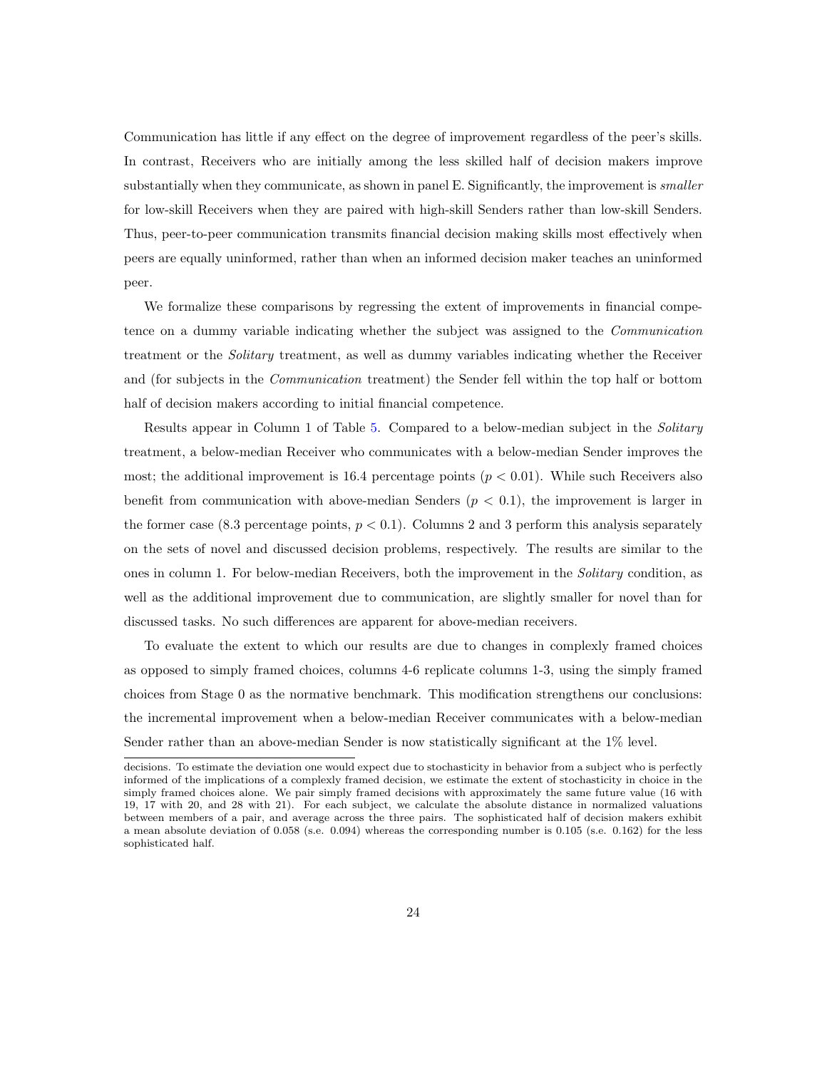Communication has little if any effect on the degree of improvement regardless of the peer's skills. In contrast, Receivers who are initially among the less skilled half of decision makers improve substantially when they communicate, as shown in panel E. Significantly, the improvement is *smaller* for low-skill Receivers when they are paired with high-skill Senders rather than low-skill Senders. Thus, peer-to-peer communication transmits financial decision making skills most effectively when peers are equally uninformed, rather than when an informed decision maker teaches an uninformed peer.

We formalize these comparisons by regressing the extent of improvements in financial competence on a dummy variable indicating whether the subject was assigned to the *Communication* treatment or the *Solitary* treatment, as well as dummy variables indicating whether the Receiver and (for subjects in the *Communication* treatment) the Sender fell within the top half or bottom half of decision makers according to initial financial competence.

Results appear in Column 1 of Table 5. Compared to a below-median subject in the *Solitary* treatment, a below-median Receiver who communicates with a below-median Sender improves the most; the additional improvement is 16.4 percentage points ($p < 0.01$). While such Receivers also benefit from communication with above-median Senders ($p < 0.1$), the improvement is larger in the former case (8.3 percentage points, $p < 0.1$). Columns 2 and 3 perform this analysis separately on the sets of novel and discussed decision problems, respectively. The results are similar to the ones in column 1. For below-median Receivers, both the improvement in the *Solitary* condition, as well as the additional improvement due to communication, are slightly smaller for novel than for discussed tasks. No such differences are apparent for above-median receivers.

To evaluate the extent to which our results are due to changes in complexly framed choices as opposed to simply framed choices, columns 4-6 replicate columns 1-3, using the simply framed choices from Stage 0 as the normative benchmark. This modification strengthens our conclusions: the incremental improvement when a below-median Receiver communicates with a below-median Sender rather than an above-median Sender is now statistically significant at the 1% level.

---

decisions. To estimate the deviation one would expect due to stochasticity in behavior from a subject who is perfectly informed of the implications of a complexly framed decision, we estimate the extent of stochasticity in choice in the simply framed choices alone. We pair simply framed decisions with approximately the same future value (16 with 19, 17 with 20, and 28 with 21). For each subject, we calculate the absolute distance in normalized valuations between members of a pair, and average across the three pairs. The sophisticated half of decision makers exhibit a mean absolute deviation of 0.058 (s.e. 0.094) whereas the corresponding number is 0.105 (s.e. 0.162) for the less sophisticated half.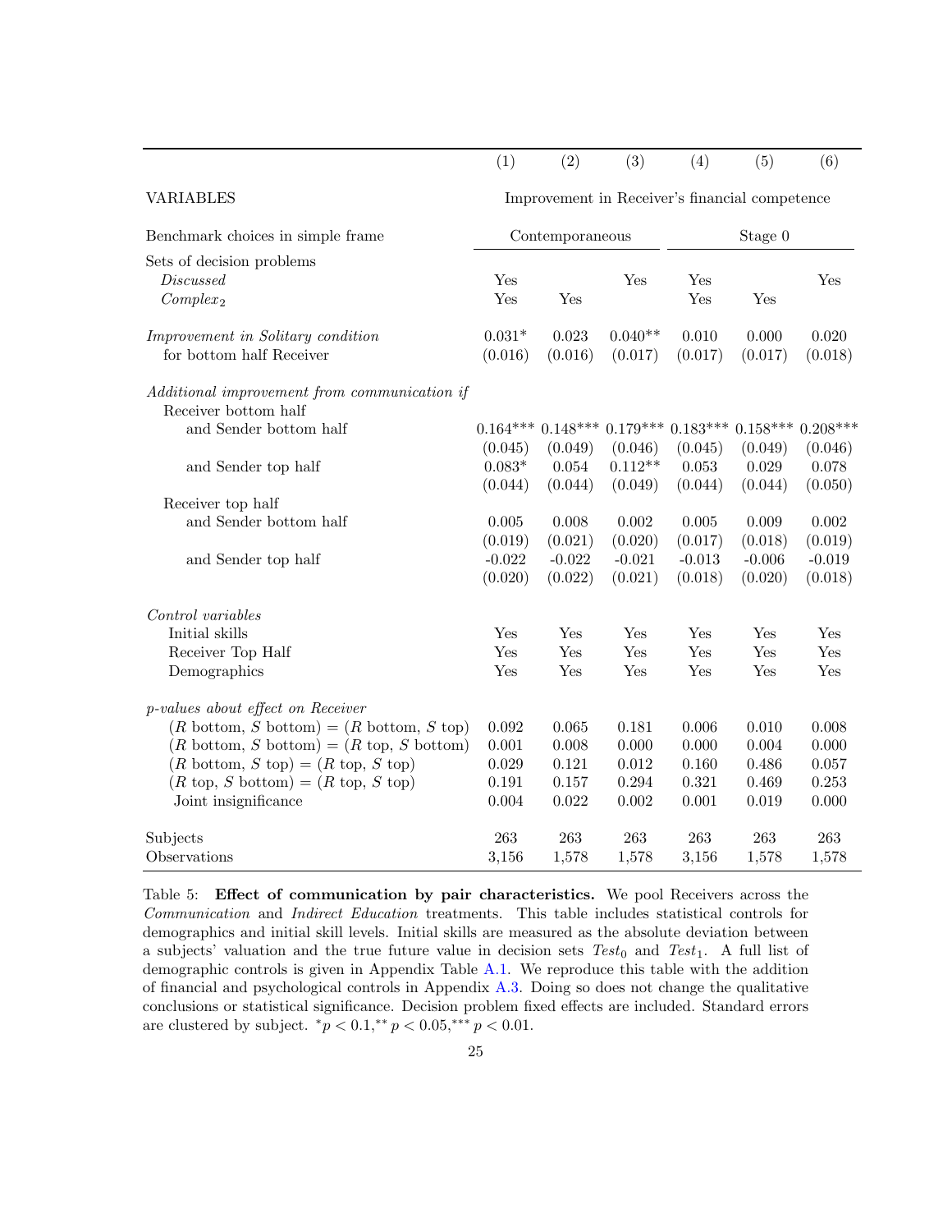| | (1) | (2) | (3) | (4) | (5) | (6) |
|---|---|---|---|---|---|---|
| VARIABLES | Improvement in Receiver's financial competence | | | | | |
| Benchmark choices in simple frame | Contemporaneous | | | Stage 0 | | |
| Sets of decision problems | | | | | | |
| *Discussed* | Yes | | Yes | Yes | | Yes |
| *Complex*$_2$ | Yes | Yes | | Yes | Yes | |
| *Improvement in Solitary condition* | 0.031* | 0.023 | 0.040** | 0.010 | 0.000 | 0.020 |
| for bottom half Receiver | (0.016) | (0.016) | (0.017) | (0.017) | (0.017) | (0.018) |
| *Additional improvement from communication if* | | | | | | |
| Receiver bottom half | | | | | | |
| and Sender bottom half | 0.164*** | 0.148*** | 0.179*** | 0.183*** | 0.158*** | 0.208*** |
| | (0.045) | (0.049) | (0.046) | (0.045) | (0.049) | (0.046) |
| and Sender top half | 0.083* | 0.054 | 0.112** | 0.053 | 0.029 | 0.078 |
| | (0.044) | (0.044) | (0.049) | (0.044) | (0.044) | (0.050) |
| Receiver top half | | | | | | |
| and Sender bottom half | 0.005 | 0.008 | 0.002 | 0.005 | 0.009 | 0.002 |
| | (0.019) | (0.021) | (0.020) | (0.017) | (0.018) | (0.019) |
| and Sender top half | -0.022 | -0.022 | -0.021 | -0.013 | -0.006 | -0.019 |
| | (0.020) | (0.022) | (0.021) | (0.018) | (0.020) | (0.018) |
| *Control variables* | | | | | | |
| Initial skills | Yes | Yes | Yes | Yes | Yes | Yes |
| Receiver Top Half | Yes | Yes | Yes | Yes | Yes | Yes |
| Demographics | Yes | Yes | Yes | Yes | Yes | Yes |
| *p-values about effect on Receiver* | | | | | | |
| ($R$ bottom, $S$ bottom) = ($R$ bottom, $S$ top) | 0.092 | 0.065 | 0.181 | 0.006 | 0.010 | 0.008 |
| ($R$ bottom, $S$ bottom) = ($R$ top, $S$ bottom) | 0.001 | 0.008 | 0.000 | 0.000 | 0.004 | 0.000 |
| ($R$ bottom, $S$ top) = ($R$ top, $S$ top) | 0.029 | 0.121 | 0.012 | 0.160 | 0.486 | 0.057 |
| ($R$ top, $S$ bottom) = ($R$ top, $S$ top) | 0.191 | 0.157 | 0.294 | 0.321 | 0.469 | 0.253 |
| Joint insignificance | 0.004 | 0.022 | 0.002 | 0.001 | 0.019 | 0.000 |
| Subjects | 263 | 263 | 263 | 263 | 263 | 263 |
| Observations | 3,156 | 1,578 | 1,578 | 3,156 | 1,578 | 1,578 |

Table 5: **Effect of communication by pair characteristics.** We pool Receivers across the *Communication* and *Indirect Education* treatments. This table includes statistical controls for demographics and initial skill levels. Initial skills are measured as the absolute deviation between a subjects' valuation and the true future value in decision sets $Test_0$ and $Test_1$. A full list of demographic controls is given in Appendix Table A.1. We reproduce this table with the addition of financial and psychological controls in Appendix A.3. Doing so does not change the qualitative conclusions or statistical significance. Decision problem fixed effects are included. Standard errors are clustered by subject. $^{*}p < 0.1, ^{**}p < 0.05, ^{***}p < 0.01$.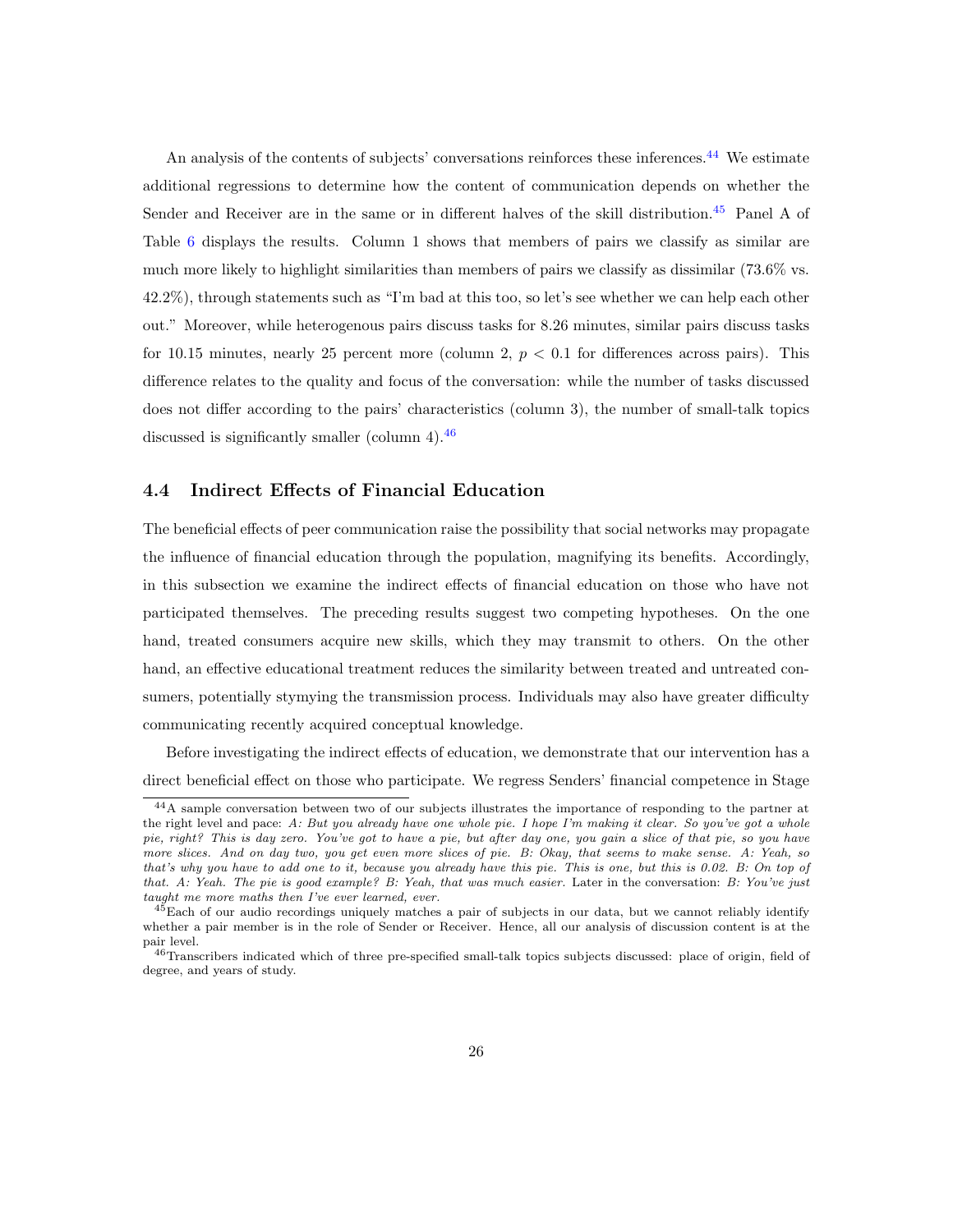An analysis of the contents of subjects' conversations reinforces these inferences.[44] We estimate additional regressions to determine how the content of communication depends on whether the Sender and Receiver are in the same or in different halves of the skill distribution.[45] Panel A of Table 6 displays the results. Column 1 shows that members of pairs we classify as similar are much more likely to highlight similarities than members of pairs we classify as dissimilar (73.6% vs. 42.2%), through statements such as "I'm bad at this too, so let's see whether we can help each other out." Moreover, while heterogenous pairs discuss tasks for 8.26 minutes, similar pairs discuss tasks for 10.15 minutes, nearly 25 percent more (column 2, $p < 0.1$ for differences across pairs). This difference relates to the quality and focus of the conversation: while the number of tasks discussed does not differ according to the pairs' characteristics (column 3), the number of small-talk topics discussed is significantly smaller (column 4).[46]

### 4.4 Indirect Effects of Financial Education

The beneficial effects of peer communication raise the possibility that social networks may propagate the influence of financial education through the population, magnifying its benefits. Accordingly, in this subsection we examine the indirect effects of financial education on those who have not participated themselves. The preceding results suggest two competing hypotheses. On the one hand, treated consumers acquire new skills, which they may transmit to others. On the other hand, an effective educational treatment reduces the similarity between treated and untreated consumers, potentially stymying the transmission process. Individuals may also have greater difficulty communicating recently acquired conceptual knowledge.

Before investigating the indirect effects of education, we demonstrate that our intervention has a direct beneficial effect on those who participate. We regress Senders' financial competence in Stage

---

[44] A sample conversation between two of our subjects illustrates the importance of responding to the partner at the right level and pace: *A: But you already have one whole pie. I hope I'm making it clear. So you've got a whole pie, right? This is day zero. You've got to have a pie, but after day one, you gain a slice of that pie, so you have more slices. And on day two, you get even more slices of pie. B: Okay, that seems to make sense. A: Yeah, so that's why you have to add one to it, because you already have this pie. This is one, but this is 0.02. B: On top of that. A: Yeah. The pie is good example? B: Yeah, that was much easier.* Later in the conversation: *B: You've just taught me more maths then I've ever learned, ever.*

[45] Each of our audio recordings uniquely matches a pair of subjects in our data, but we cannot reliably identify whether a pair member is in the role of Sender or Receiver. Hence, all our analysis of discussion content is at the pair level.

[46] Transcribers indicated which of three pre-specified small-talk topics subjects discussed: place of origin, field of degree, and years of study.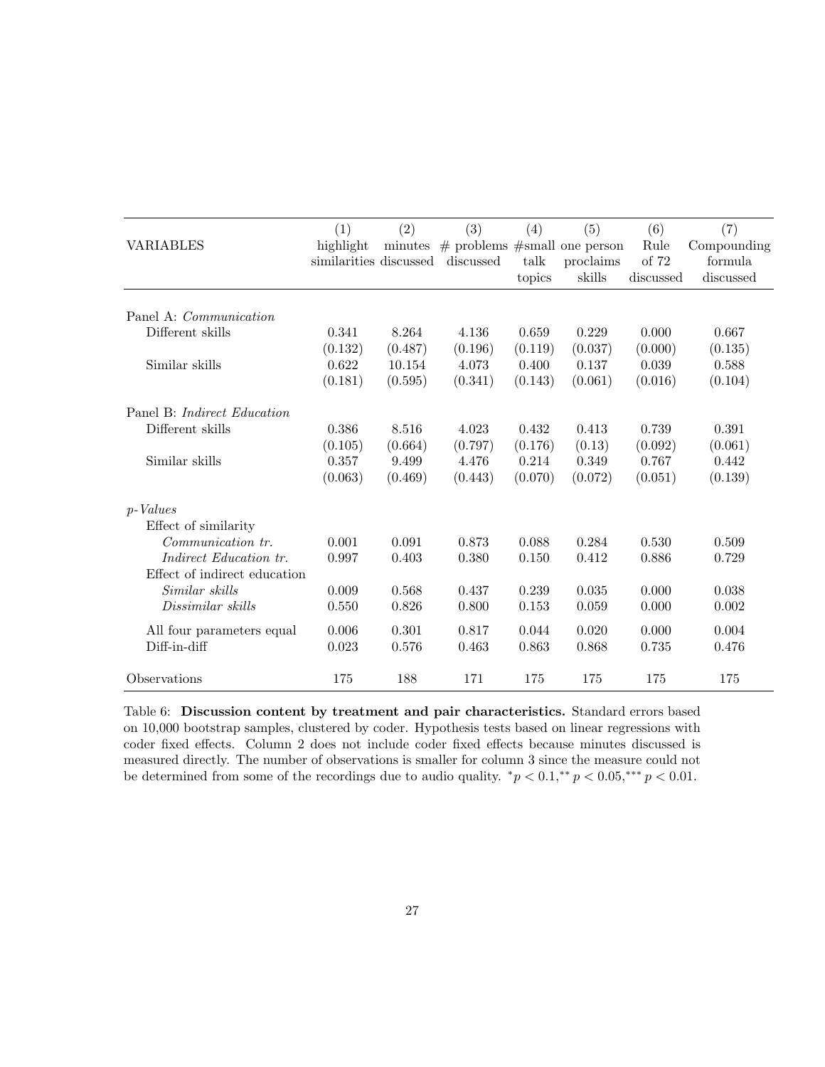| VARIABLES | (1) highlight similarities | (2) minutes discussed | (3) # problems discussed | (4) #small talk topics | (5) one person proclaims skills | (6) Rule of 72 discussed | (7) Compounding formula discussed |
|---|---|---|---|---|---|---|---|
| Panel A: *Communication* | | | | | | | |
| Different skills | 0.341 | 8.264 | 4.136 | 0.659 | 0.229 | 0.000 | 0.667 |
| | (0.132) | (0.487) | (0.196) | (0.119) | (0.037) | (0.000) | (0.135) |
| Similar skills | 0.622 | 10.154 | 4.073 | 0.400 | 0.137 | 0.039 | 0.588 |
| | (0.181) | (0.595) | (0.341) | (0.143) | (0.061) | (0.016) | (0.104) |
| Panel B: *Indirect Education* | | | | | | | |
| Different skills | 0.386 | 8.516 | 4.023 | 0.432 | 0.413 | 0.739 | 0.391 |
| | (0.105) | (0.664) | (0.797) | (0.176) | (0.13) | (0.092) | (0.061) |
| Similar skills | 0.357 | 9.499 | 4.476 | 0.214 | 0.349 | 0.767 | 0.442 |
| | (0.063) | (0.469) | (0.443) | (0.070) | (0.072) | (0.051) | (0.139) |
| *p-Values* | | | | | | | |
| Effect of similarity | | | | | | | |
| *Communication tr.* | 0.001 | 0.091 | 0.873 | 0.088 | 0.284 | 0.530 | 0.509 |
| *Indirect Education tr.* | 0.997 | 0.403 | 0.380 | 0.150 | 0.412 | 0.886 | 0.729 |
| Effect of indirect education | | | | | | | |
| *Similar skills* | 0.009 | 0.568 | 0.437 | 0.239 | 0.035 | 0.000 | 0.038 |
| *Dissimilar skills* | 0.550 | 0.826 | 0.800 | 0.153 | 0.059 | 0.000 | 0.002 |
| All four parameters equal | 0.006 | 0.301 | 0.817 | 0.044 | 0.020 | 0.000 | 0.004 |
| Diff-in-diff | 0.023 | 0.576 | 0.463 | 0.863 | 0.868 | 0.735 | 0.476 |
| Observations | 175 | 188 | 171 | 175 | 175 | 175 | 175 |

Table 6: **Discussion content by treatment and pair characteristics.** Standard errors based on 10,000 bootstrap samples, clustered by coder. Hypothesis tests based on linear regressions with coder fixed effects. Column 2 does not include coder fixed effects because minutes discussed is measured directly. The number of observations is smaller for column 3 since the measure could not be determined from some of the recordings due to audio quality. $^{*}p < 0.1, ^{**}p < 0.05, ^{***}p < 0.01$.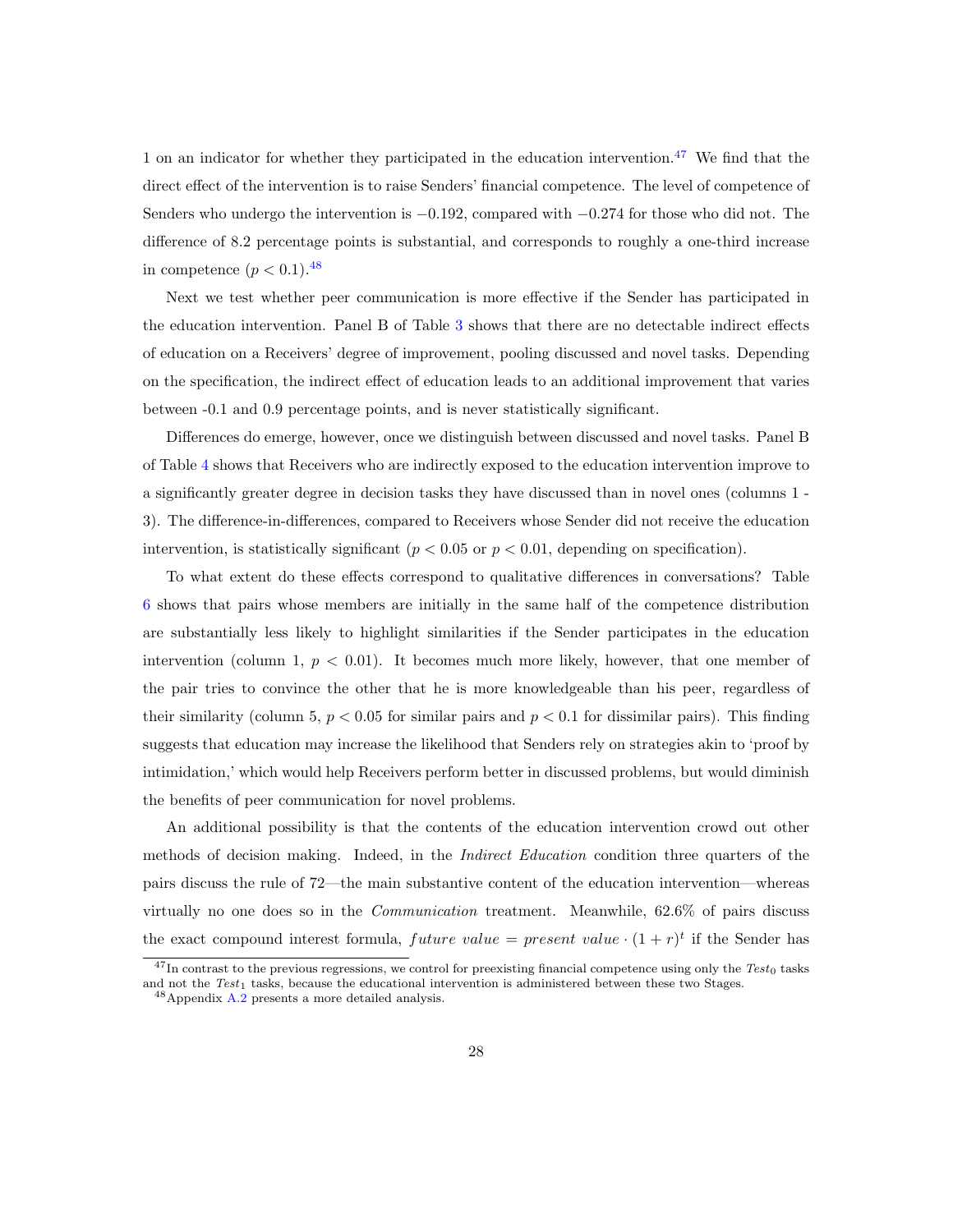1 on an indicator for whether they participated in the education intervention.[47] We find that the direct effect of the intervention is to raise Senders' financial competence. The level of competence of Senders who undergo the intervention is $-0.192$, compared with $-0.274$ for those who did not. The difference of 8.2 percentage points is substantial, and corresponds to roughly a one-third increase in competence ($p < 0.1$).[48]

Next we test whether peer communication is more effective if the Sender has participated in the education intervention. Panel B of Table 3 shows that there are no detectable indirect effects of education on a Receivers' degree of improvement, pooling discussed and novel tasks. Depending on the specification, the indirect effect of education leads to an additional improvement that varies between -0.1 and 0.9 percentage points, and is never statistically significant.

Differences do emerge, however, once we distinguish between discussed and novel tasks. Panel B of Table 4 shows that Receivers who are indirectly exposed to the education intervention improve to a significantly greater degree in decision tasks they have discussed than in novel ones (columns 1 - 3). The difference-in-differences, compared to Receivers whose Sender did not receive the education intervention, is statistically significant ($p < 0.05$ or $p < 0.01$, depending on specification).

To what extent do these effects correspond to qualitative differences in conversations? Table 6 shows that pairs whose members are initially in the same half of the competence distribution are substantially less likely to highlight similarities if the Sender participates in the education intervention (column 1, $p < 0.01$). It becomes much more likely, however, that one member of the pair tries to convince the other that he is more knowledgeable than his peer, regardless of their similarity (column 5, $p < 0.05$ for similar pairs and $p < 0.1$ for dissimilar pairs). This finding suggests that education may increase the likelihood that Senders rely on strategies akin to 'proof by intimidation,' which would help Receivers perform better in discussed problems, but would diminish the benefits of peer communication for novel problems.

An additional possibility is that the contents of the education intervention crowd out other methods of decision making. Indeed, in the *Indirect Education* condition three quarters of the pairs discuss the rule of 72—the main substantive content of the education intervention—whereas virtually no one does so in the *Communication* treatment. Meanwhile, 62.6% of pairs discuss the exact compound interest formula, $future\ value = present\ value \cdot (1 + r)^t$ if the Sender has

[47] In contrast to the previous regressions, we control for preexisting financial competence using only the $Test_0$ tasks and not the $Test_1$ tasks, because the educational intervention is administered between these two Stages.

[48] Appendix A.2 presents a more detailed analysis.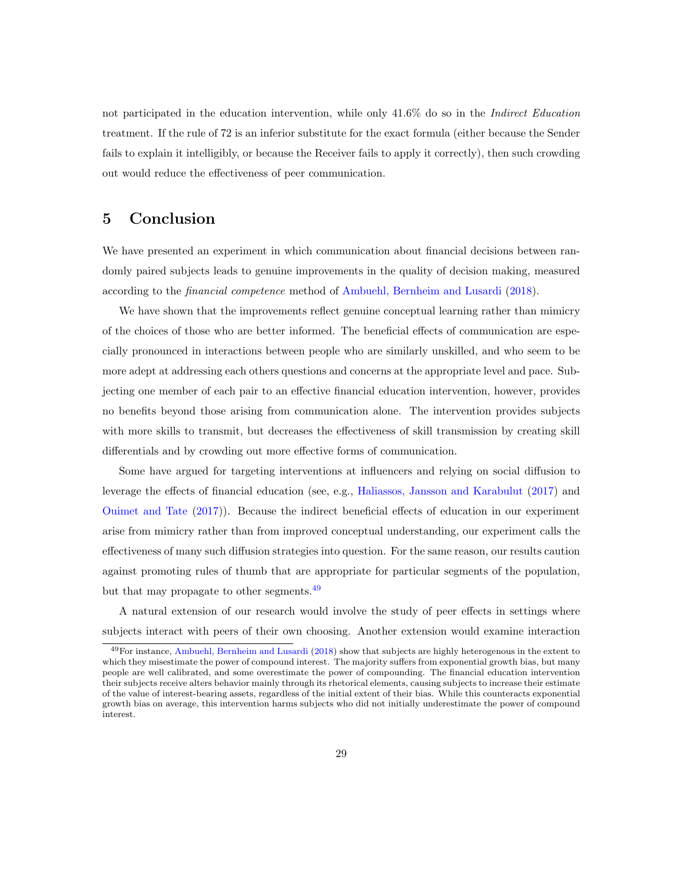not participated in the education intervention, while only 41.6% do so in the *Indirect Education* treatment. If the rule of 72 is an inferior substitute for the exact formula (either because the Sender fails to explain it intelligibly, or because the Receiver fails to apply it correctly), then such crowding out would reduce the effectiveness of peer communication.

# 5 Conclusion

We have presented an experiment in which communication about financial decisions between randomly paired subjects leads to genuine improvements in the quality of decision making, measured according to the *financial competence* method of Ambuehl, Bernheim and Lusardi (2018).

We have shown that the improvements reflect genuine conceptual learning rather than mimicry of the choices of those who are better informed. The beneficial effects of communication are especially pronounced in interactions between people who are similarly unskilled, and who seem to be more adept at addressing each others questions and concerns at the appropriate level and pace. Subjecting one member of each pair to an effective financial education intervention, however, provides no benefits beyond those arising from communication alone. The intervention provides subjects with more skills to transmit, but decreases the effectiveness of skill transmission by creating skill differentials and by crowding out more effective forms of communication.

Some have argued for targeting interventions at influencers and relying on social diffusion to leverage the effects of financial education (see, e.g., Haliassos, Jansson and Karabulut (2017) and Ouimet and Tate (2017)). Because the indirect beneficial effects of education in our experiment arise from mimicry rather than from improved conceptual understanding, our experiment calls the effectiveness of many such diffusion strategies into question. For the same reason, our results caution against promoting rules of thumb that are appropriate for particular segments of the population, but that may propagate to other segments.[49]

A natural extension of our research would involve the study of peer effects in settings where subjects interact with peers of their own choosing. Another extension would examine interaction

[49]For instance, Ambuehl, Bernheim and Lusardi (2018) show that subjects are highly heterogenous in the extent to which they misestimate the power of compound interest. The majority suffers from exponential growth bias, but many people are well calibrated, and some overestimate the power of compounding. The financial education intervention their subjects receive alters behavior mainly through its rhetorical elements, causing subjects to increase their estimate of the value of interest-bearing assets, regardless of the initial extent of their bias. While this counteracts exponential growth bias on average, this intervention harms subjects who did not initially underestimate the power of compound interest.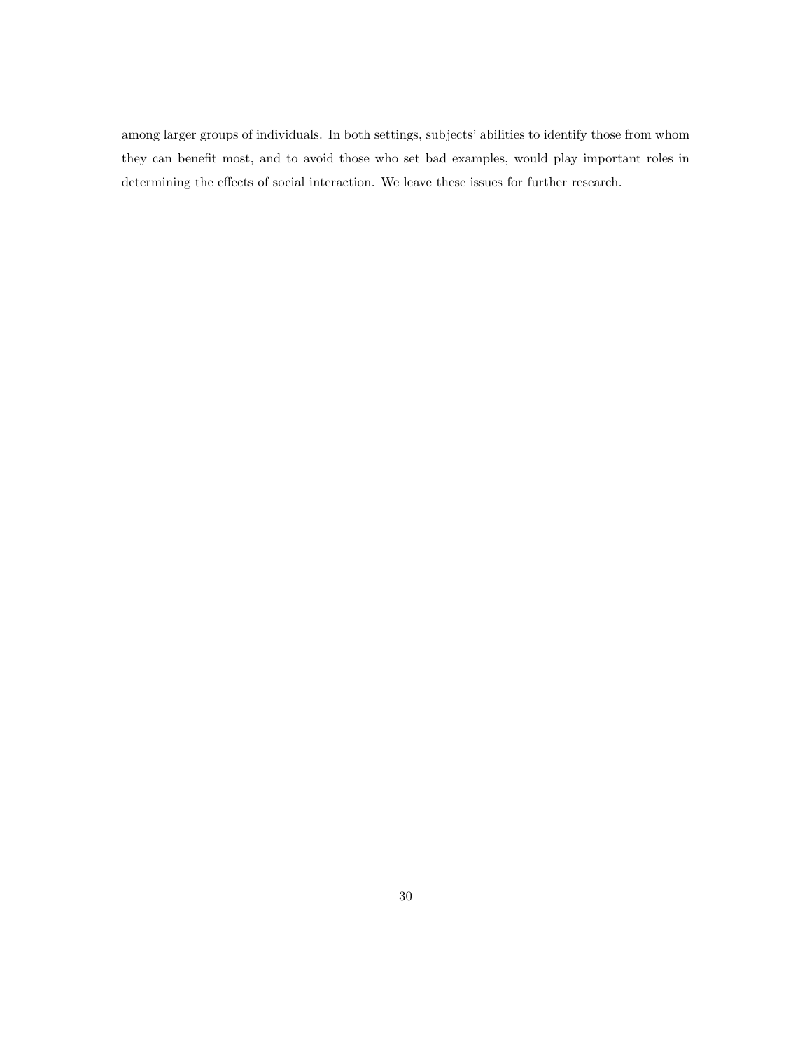among larger groups of individuals. In both settings, subjects' abilities to identify those from whom they can benefit most, and to avoid those who set bad examples, would play important roles in determining the effects of social interaction. We leave these issues for further research.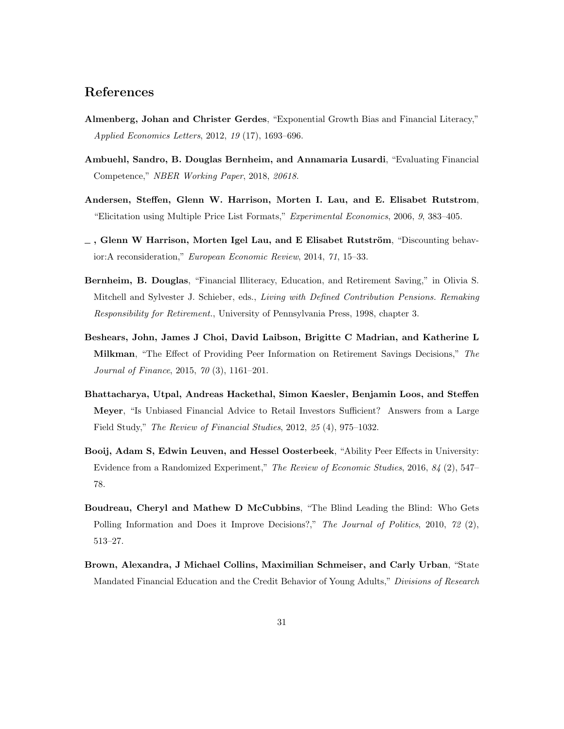## References

**Almenberg, Johan and Christer Gerdes**, "Exponential Growth Bias and Financial Literacy," *Applied Economics Letters*, 2012, *19* (17), 1693–696.

**Ambuehl, Sandro, B. Douglas Bernheim, and Annamaria Lusardi**, "Evaluating Financial Competence," *NBER Working Paper*, 2018, *20618.*

**Andersen, Steffen, Glenn W. Harrison, Morten I. Lau, and E. Elisabet Rutstrom**, "Elicitation using Multiple Price List Formats," *Experimental Economics*, 2006, *9*, 383–405.

**_ , Glenn W Harrison, Morten Igel Lau, and E Elisabet Rutström**, "Discounting behavior:A reconsideration," *European Economic Review*, 2014, *71*, 15–33.

**Bernheim, B. Douglas**, "Financial Illiteracy, Education, and Retirement Saving," in Olivia S. Mitchell and Sylvester J. Schieber, eds., *Living with Defined Contribution Pensions. Remaking Responsibility for Retirement.*, University of Pennsylvania Press, 1998, chapter 3.

**Beshears, John, James J Choi, David Laibson, Brigitte C Madrian, and Katherine L Milkman**, "The Effect of Providing Peer Information on Retirement Savings Decisions," *The Journal of Finance*, 2015, *70* (3), 1161–201.

**Bhattacharya, Utpal, Andreas Hackethal, Simon Kaesler, Benjamin Loos, and Steffen Meyer**, "Is Unbiased Financial Advice to Retail Investors Sufficient? Answers from a Large Field Study," *The Review of Financial Studies*, 2012, *25* (4), 975–1032.

**Booij, Adam S, Edwin Leuven, and Hessel Oosterbeek**, "Ability Peer Effects in University: Evidence from a Randomized Experiment," *The Review of Economic Studies*, 2016, *84* (2), 547–78.

**Boudreau, Cheryl and Mathew D McCubbins**, "The Blind Leading the Blind: Who Gets Polling Information and Does it Improve Decisions?," *The Journal of Politics*, 2010, *72* (2), 513–27.

**Brown, Alexandra, J Michael Collins, Maximilian Schmeiser, and Carly Urban**, "State Mandated Financial Education and the Credit Behavior of Young Adults," *Divisions of Research*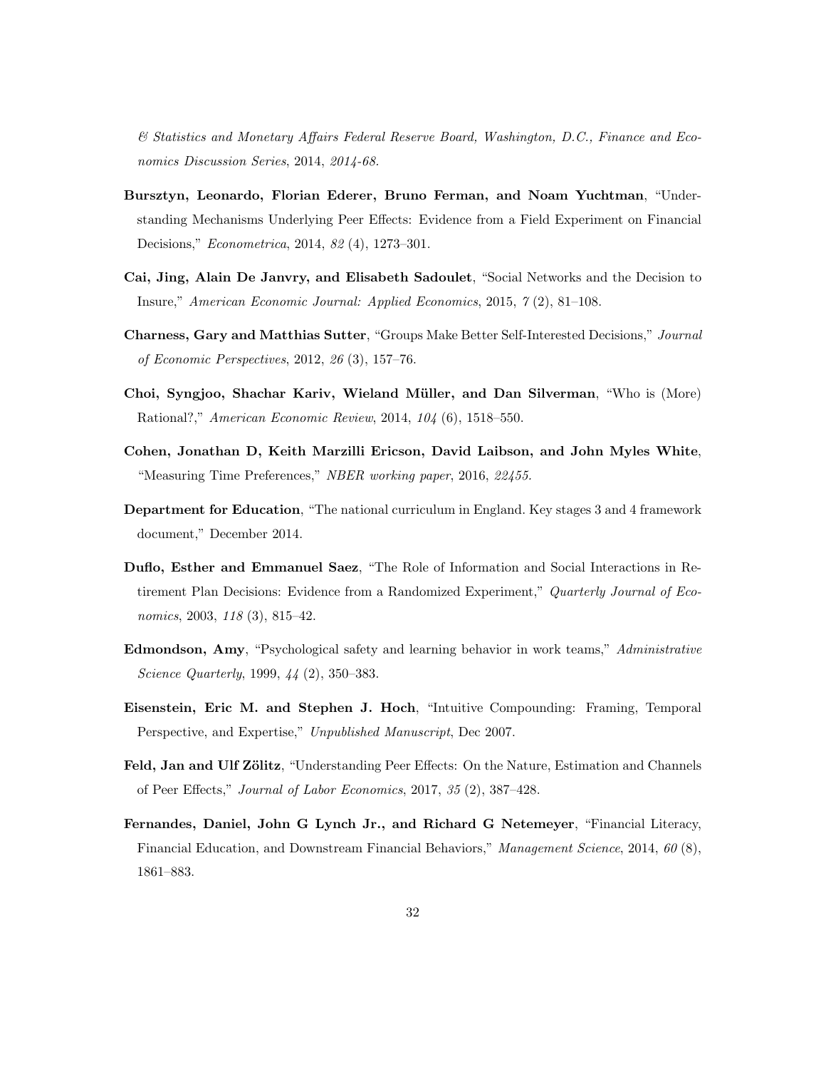*& Statistics and Monetary Affairs Federal Reserve Board, Washington, D.C., Finance and Economics Discussion Series*, 2014, *2014-68.*

**Bursztyn, Leonardo, Florian Ederer, Bruno Ferman, and Noam Yuchtman**, "Understanding Mechanisms Underlying Peer Effects: Evidence from a Field Experiment on Financial Decisions," *Econometrica*, 2014, *82* (4), 1273–301.

**Cai, Jing, Alain De Janvry, and Elisabeth Sadoulet**, "Social Networks and the Decision to Insure," *American Economic Journal: Applied Economics*, 2015, *7* (2), 81–108.

**Charness, Gary and Matthias Sutter**, "Groups Make Better Self-Interested Decisions," *Journal of Economic Perspectives*, 2012, *26* (3), 157–76.

**Choi, Syngjoo, Shachar Kariv, Wieland Müller, and Dan Silverman**, "Who is (More) Rational?," *American Economic Review*, 2014, *104* (6), 1518–550.

**Cohen, Jonathan D, Keith Marzilli Ericson, David Laibson, and John Myles White**, "Measuring Time Preferences," *NBER working paper*, 2016, *22455.*

**Department for Education**, "The national curriculum in England. Key stages 3 and 4 framework document," December 2014.

**Duflo, Esther and Emmanuel Saez**, "The Role of Information and Social Interactions in Retirement Plan Decisions: Evidence from a Randomized Experiment," *Quarterly Journal of Economics*, 2003, *118* (3), 815–42.

**Edmondson, Amy**, "Psychological safety and learning behavior in work teams," *Administrative Science Quarterly*, 1999, *44* (2), 350–383.

**Eisenstein, Eric M. and Stephen J. Hoch**, "Intuitive Compounding: Framing, Temporal Perspective, and Expertise," *Unpublished Manuscript*, Dec 2007.

**Feld, Jan and Ulf Zölitz**, "Understanding Peer Effects: On the Nature, Estimation and Channels of Peer Effects," *Journal of Labor Economics*, 2017, *35* (2), 387–428.

**Fernandes, Daniel, John G Lynch Jr., and Richard G Netemeyer**, "Financial Literacy, Financial Education, and Downstream Financial Behaviors," *Management Science*, 2014, *60* (8), 1861–883.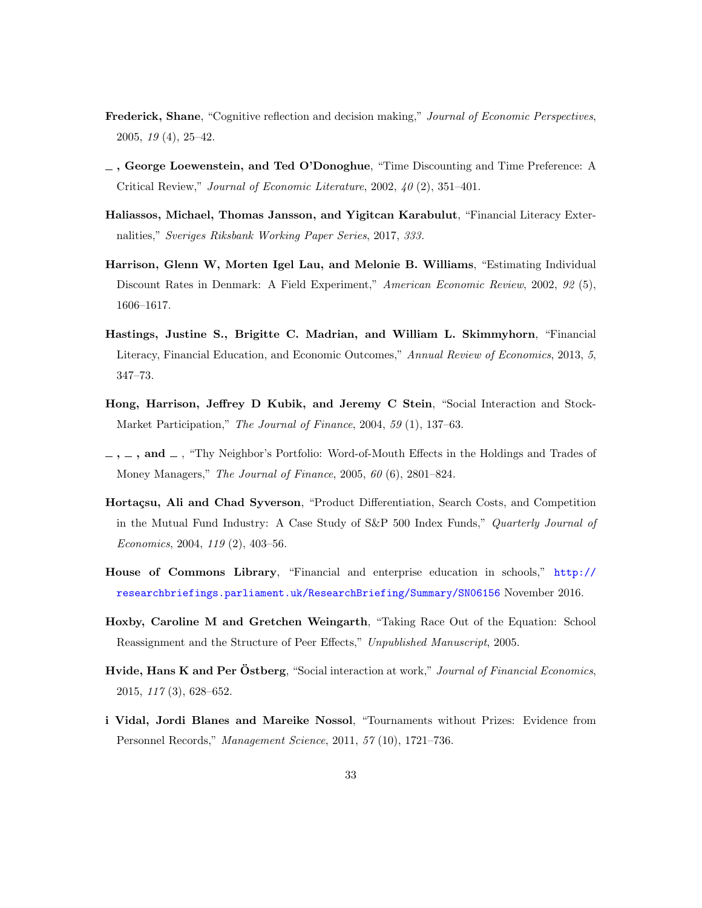**Frederick, Shane**, "Cognitive reflection and decision making," *Journal of Economic Perspectives*, 2005, *19* (4), 25–42.

**\_ , George Loewenstein, and Ted O'Donoghue**, "Time Discounting and Time Preference: A Critical Review," *Journal of Economic Literature*, 2002, *40* (2), 351–401.

**Haliassos, Michael, Thomas Jansson, and Yigitcan Karabulut**, "Financial Literacy Externalities," *Sveriges Riksbank Working Paper Series*, 2017, *333*.

**Harrison, Glenn W, Morten Igel Lau, and Melonie B. Williams**, "Estimating Individual Discount Rates in Denmark: A Field Experiment," *American Economic Review*, 2002, *92* (5), 1606–1617.

**Hastings, Justine S., Brigitte C. Madrian, and William L. Skimmyhorn**, "Financial Literacy, Financial Education, and Economic Outcomes," *Annual Review of Economics*, 2013, *5*, 347–73.

**Hong, Harrison, Jeffrey D Kubik, and Jeremy C Stein**, "Social Interaction and Stock-Market Participation," *The Journal of Finance*, 2004, *59* (1), 137–63.

**\_ , \_ , and \_** , "Thy Neighbor's Portfolio: Word-of-Mouth Effects in the Holdings and Trades of Money Managers," *The Journal of Finance*, 2005, *60* (6), 2801–824.

**Hortaçsu, Ali and Chad Syverson**, "Product Differentiation, Search Costs, and Competition in the Mutual Fund Industry: A Case Study of S&P 500 Index Funds," *Quarterly Journal of Economics*, 2004, *119* (2), 403–56.

**House of Commons Library**, "Financial and enterprise education in schools," http://researchbriefings.parliament.uk/ResearchBriefing/Summary/SN06156 November 2016.

**Hoxby, Caroline M and Gretchen Weingarth**, "Taking Race Out of the Equation: School Reassignment and the Structure of Peer Effects," *Unpublished Manuscript*, 2005.

**Hvide, Hans K and Per Östberg**, "Social interaction at work," *Journal of Financial Economics*, 2015, *117* (3), 628–652.

**i Vidal, Jordi Blanes and Mareike Nossol**, "Tournaments without Prizes: Evidence from Personnel Records," *Management Science*, 2011, *57* (10), 1721–736.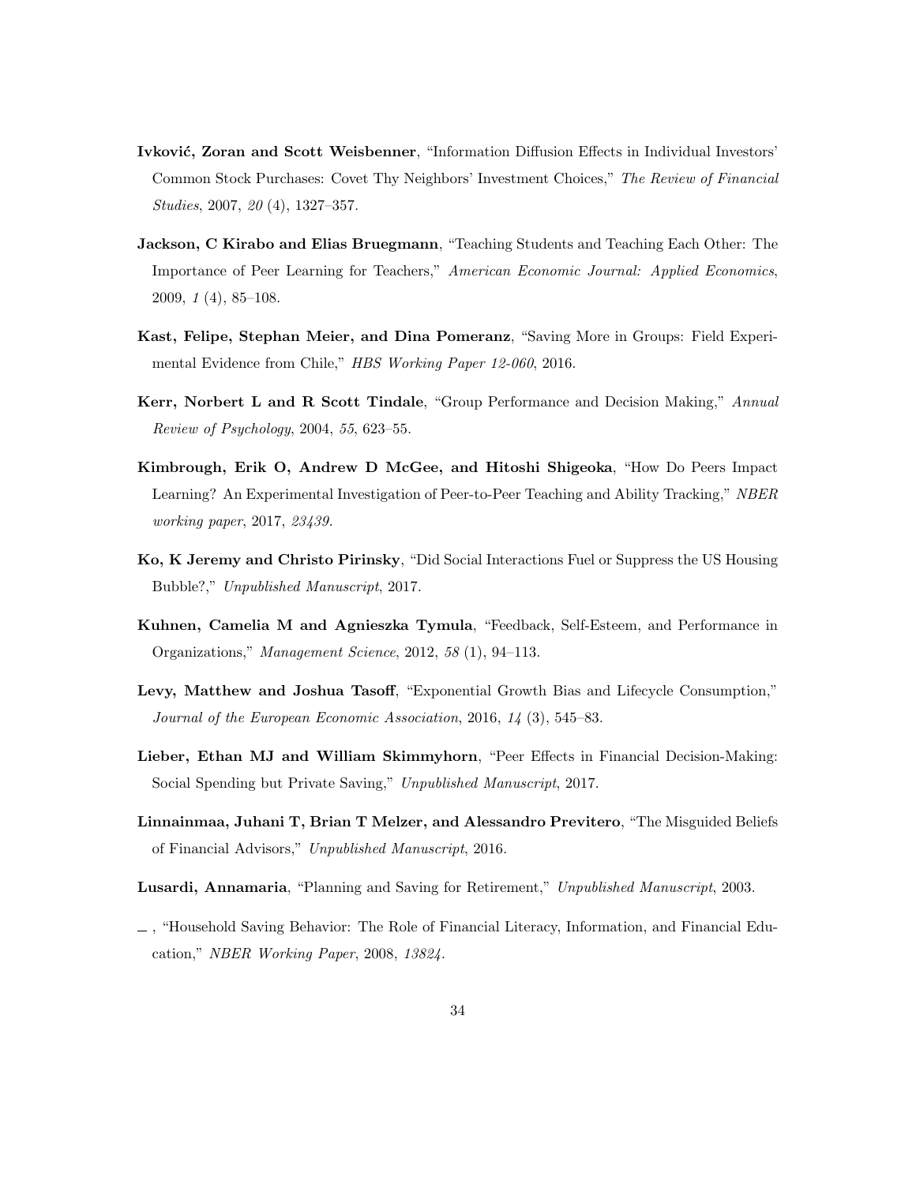**Ivković, Zoran and Scott Weisbenner**, "Information Diffusion Effects in Individual Investors' Common Stock Purchases: Covet Thy Neighbors' Investment Choices," *The Review of Financial Studies*, 2007, *20* (4), 1327–357.

**Jackson, C Kirabo and Elias Bruegmann**, "Teaching Students and Teaching Each Other: The Importance of Peer Learning for Teachers," *American Economic Journal: Applied Economics*, 2009, *1* (4), 85–108.

**Kast, Felipe, Stephan Meier, and Dina Pomeranz**, "Saving More in Groups: Field Experimental Evidence from Chile," *HBS Working Paper 12-060*, 2016.

**Kerr, Norbert L and R Scott Tindale**, "Group Performance and Decision Making," *Annual Review of Psychology*, 2004, *55*, 623–55.

**Kimbrough, Erik O, Andrew D McGee, and Hitoshi Shigeoka**, "How Do Peers Impact Learning? An Experimental Investigation of Peer-to-Peer Teaching and Ability Tracking," *NBER working paper*, 2017, *23439*.

**Ko, K Jeremy and Christo Pirinsky**, "Did Social Interactions Fuel or Suppress the US Housing Bubble?," *Unpublished Manuscript*, 2017.

**Kuhnen, Camelia M and Agnieszka Tymula**, "Feedback, Self-Esteem, and Performance in Organizations," *Management Science*, 2012, *58* (1), 94–113.

**Levy, Matthew and Joshua Tasoff**, "Exponential Growth Bias and Lifecycle Consumption," *Journal of the European Economic Association*, 2016, *14* (3), 545–83.

**Lieber, Ethan MJ and William Skimmyhorn**, "Peer Effects in Financial Decision-Making: Social Spending but Private Saving," *Unpublished Manuscript*, 2017.

**Linnainmaa, Juhani T, Brian T Melzer, and Alessandro Previtero**, "The Misguided Beliefs of Financial Advisors," *Unpublished Manuscript*, 2016.

**Lusardi, Annamaria**, "Planning and Saving for Retirement," *Unpublished Manuscript*, 2003.

—, "Household Saving Behavior: The Role of Financial Literacy, Information, and Financial Education," *NBER Working Paper*, 2008, *13824*.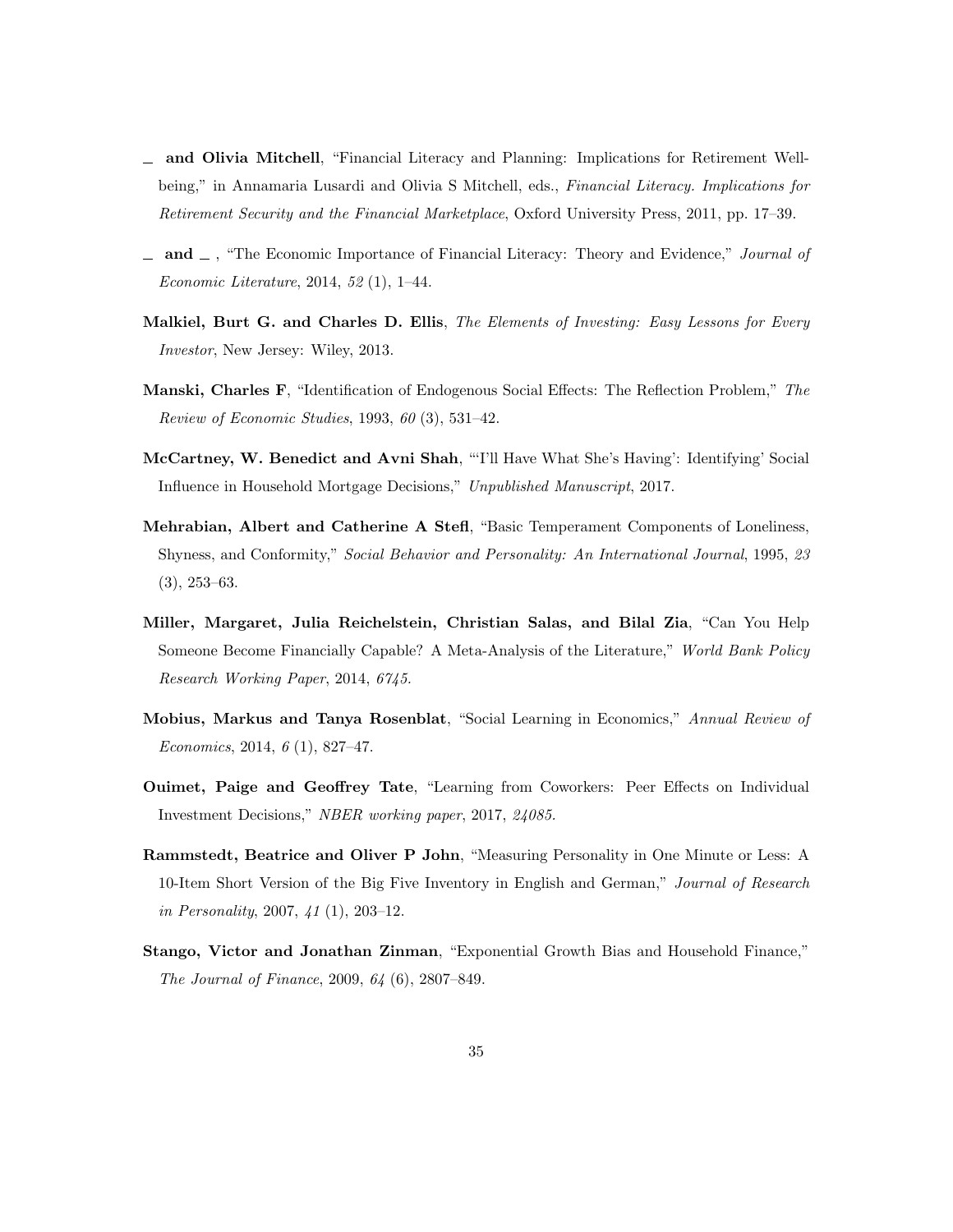_ **and Olivia Mitchell**, "Financial Literacy and Planning: Implications for Retirement Wellbeing," in Annamaria Lusardi and Olivia S Mitchell, eds., *Financial Literacy. Implications for Retirement Security and the Financial Marketplace*, Oxford University Press, 2011, pp. 17–39.

_ **and** _ , "The Economic Importance of Financial Literacy: Theory and Evidence," *Journal of Economic Literature*, 2014, *52* (1), 1–44.

**Malkiel, Burt G. and Charles D. Ellis**, *The Elements of Investing: Easy Lessons for Every Investor*, New Jersey: Wiley, 2013.

**Manski, Charles F**, "Identification of Endogenous Social Effects: The Reflection Problem," *The Review of Economic Studies*, 1993, *60* (3), 531–42.

**McCartney, W. Benedict and Avni Shah**, "'I'll Have What She's Having': Identifying' Social Influence in Household Mortgage Decisions," *Unpublished Manuscript*, 2017.

**Mehrabian, Albert and Catherine A Stefl**, "Basic Temperament Components of Loneliness, Shyness, and Conformity," *Social Behavior and Personality: An International Journal*, 1995, *23* (3), 253–63.

**Miller, Margaret, Julia Reichelstein, Christian Salas, and Bilal Zia**, "Can You Help Someone Become Financially Capable? A Meta-Analysis of the Literature," *World Bank Policy Research Working Paper*, 2014, *6745.*

**Mobius, Markus and Tanya Rosenblat**, "Social Learning in Economics," *Annual Review of Economics*, 2014, *6* (1), 827–47.

**Ouimet, Paige and Geoffrey Tate**, "Learning from Coworkers: Peer Effects on Individual Investment Decisions," *NBER working paper*, 2017, *24085.*

**Rammstedt, Beatrice and Oliver P John**, "Measuring Personality in One Minute or Less: A 10-Item Short Version of the Big Five Inventory in English and German," *Journal of Research in Personality*, 2007, *41* (1), 203–12.

**Stango, Victor and Jonathan Zinman**, "Exponential Growth Bias and Household Finance," *The Journal of Finance*, 2009, *64* (6), 2807–849.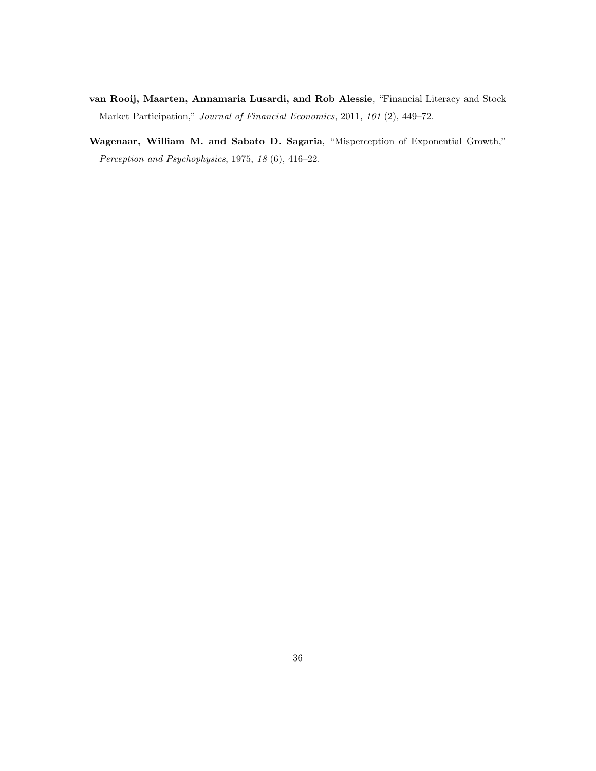**van Rooij, Maarten, Annamaria Lusardi, and Rob Alessie**, "Financial Literacy and Stock Market Participation," *Journal of Financial Economics*, 2011, *101* (2), 449–72.

**Wagenaar, William M. and Sabato D. Sagaria**, "Misperception of Exponential Growth," *Perception and Psychophysics*, 1975, *18* (6), 416–22.